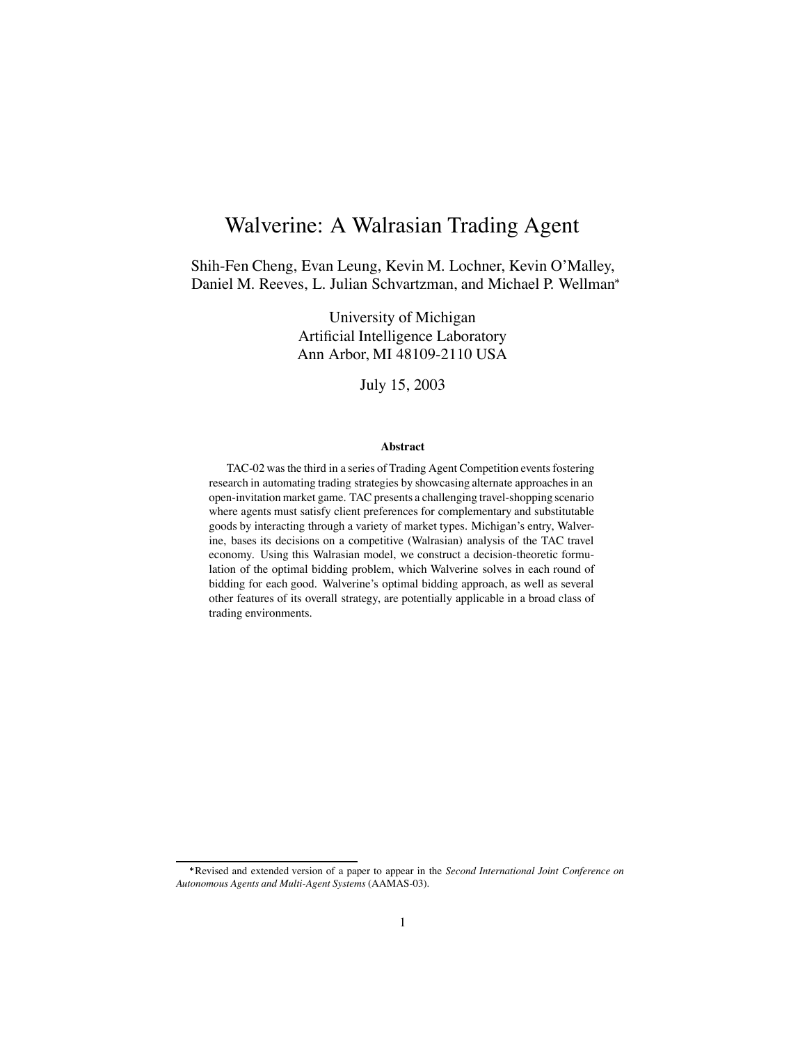# Walverine: A Walrasian Trading Agent

Shih-Fen Cheng, Evan Leung, Kevin M. Lochner, Kevin O'Malley, Daniel M. Reeves, L. Julian Schvartzman, and Michael P. Wellman*

University of Michigan
Artificial Intelligence Laboratory
Ann Arbor, MI 48109-2110 USA

July 15, 2003

### Abstract

TAC-02 was the third in a series of Trading Agent Competition events fostering research in automating trading strategies by showcasing alternate approaches in an open-invitation market game. TAC presents a challenging travel-shopping scenario where agents must satisfy client preferences for complementary and substitutable goods by interacting through a variety of market types. Michigan's entry, Walverine, bases its decisions on a competitive (Walrasian) analysis of the TAC travel economy. Using this Walrasian model, we construct a decision-theoretic formulation of the optimal bidding problem, which Walverine solves in each round of bidding for each good. Walverine's optimal bidding approach, as well as several other features of its overall strategy, are potentially applicable in a broad class of trading environments.

---

*Revised and extended version of a paper to appear in the *Second International Joint Conference on Autonomous Agents and Multi-Agent Systems* (AAMAS-03).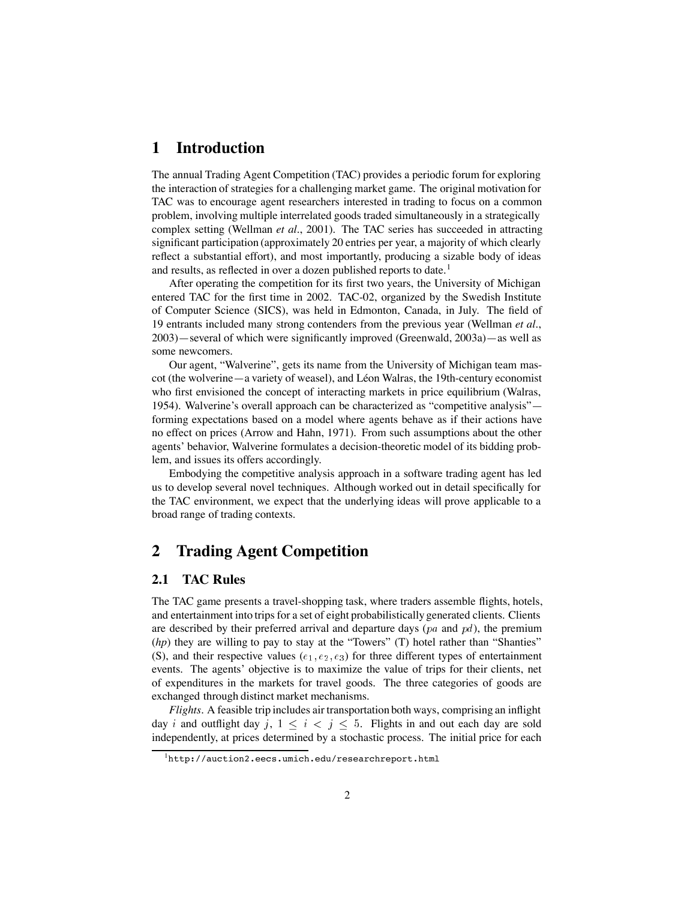# 1 Introduction

The annual Trading Agent Competition (TAC) provides a periodic forum for exploring the interaction of strategies for a challenging market game. The original motivation for TAC was to encourage agent researchers interested in trading to focus on a common problem, involving multiple interrelated goods traded simultaneously in a strategically complex setting (Wellman *et al*., 2001). The TAC series has succeeded in attracting significant participation (approximately 20 entries per year, a majority of which clearly reflect a substantial effort), and most importantly, producing a sizable body of ideas and results, as reflected in over a dozen published reports to date.[1]

After operating the competition for its first two years, the University of Michigan entered TAC for the first time in 2002. TAC-02, organized by the Swedish Institute of Computer Science (SICS), was held in Edmonton, Canada, in July. The field of 19 entrants included many strong contenders from the previous year (Wellman *et al*., 2003)—several of which were significantly improved (Greenwald, 2003a)—as well as some newcomers.

Our agent, "Walverine", gets its name from the University of Michigan team mascot (the wolverine—a variety of weasel), and Léon Walras, the 19th-century economist who first envisioned the concept of interacting markets in price equilibrium (Walras, 1954). Walverine's overall approach can be characterized as "competitive analysis"—forming expectations based on a model where agents behave as if their actions have no effect on prices (Arrow and Hahn, 1971). From such assumptions about the other agents' behavior, Walverine formulates a decision-theoretic model of its bidding problem, and issues its offers accordingly.

Embodying the competitive analysis approach in a software trading agent has led us to develop several novel techniques. Although worked out in detail specifically for the TAC environment, we expect that the underlying ideas will prove applicable to a broad range of trading contexts.

# 2 Trading Agent Competition

## 2.1 TAC Rules

The TAC game presents a travel-shopping task, where traders assemble flights, hotels, and entertainment into trips for a set of eight probabilistically generated clients. Clients are described by their preferred arrival and departure days ($pa$ and $pd$), the premium (*hp*) they are willing to pay to stay at the "Towers" (T) hotel rather than "Shanties" (S), and their respective values ($e_1, e_2, e_3$) for three different types of entertainment events. The agents' objective is to maximize the value of trips for their clients, net of expenditures in the markets for travel goods. The three categories of goods are exchanged through distinct market mechanisms.

*Flights*. A feasible trip includes air transportation both ways, comprising an inflight day $i$ and outflight day $j$, $1 \leq i < j \leq 5$. Flights in and out each day are sold independently, at prices determined by a stochastic process. The initial price for each

[1] http://auction2.eecs.umich.edu/researchreport.html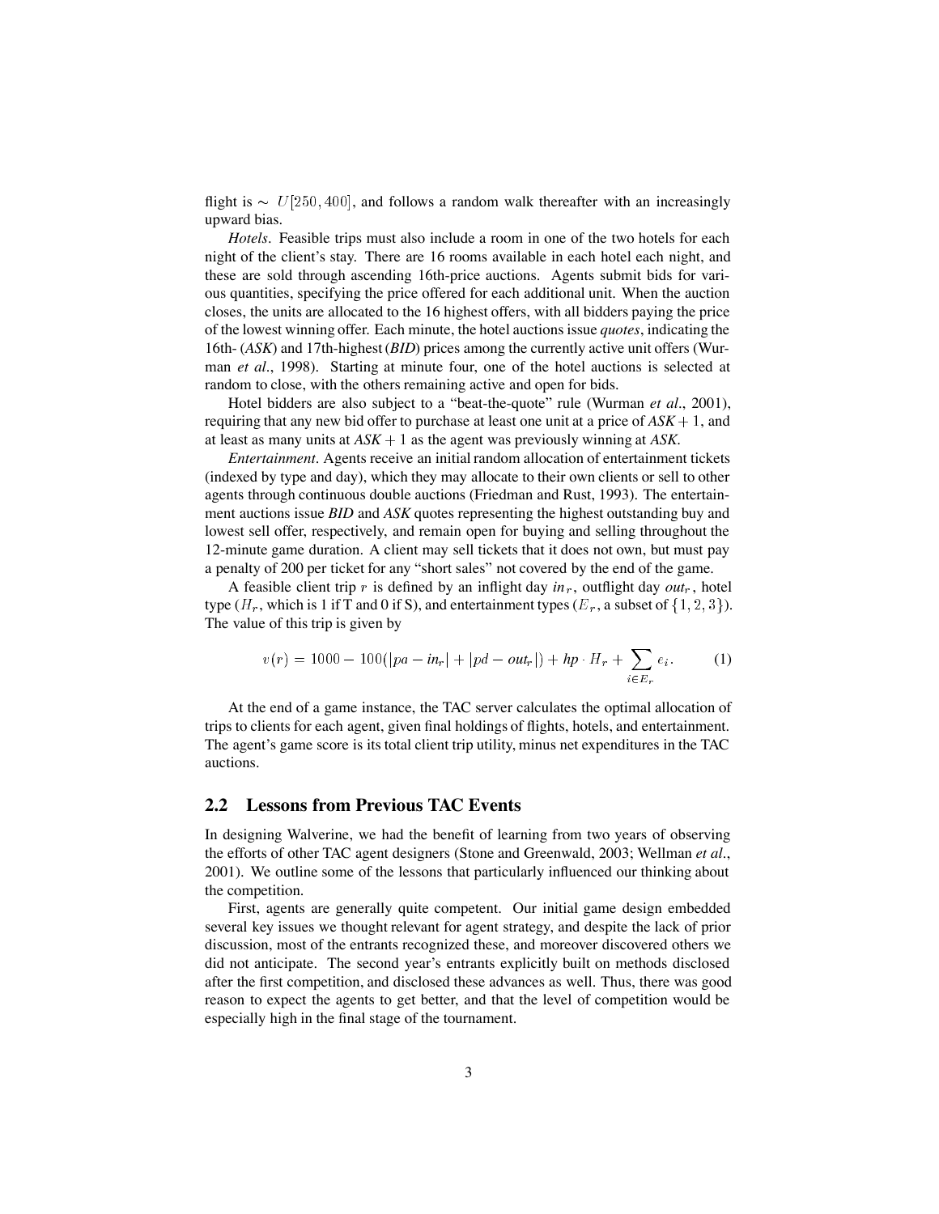flight is $\sim U[250, 400]$, and follows a random walk thereafter with an increasingly upward bias.

*Hotels*. Feasible trips must also include a room in one of the two hotels for each night of the client's stay. There are 16 rooms available in each hotel each night, and these are sold through ascending 16th-price auctions. Agents submit bids for various quantities, specifying the price offered for each additional unit. When the auction closes, the units are allocated to the 16 highest offers, with all bidders paying the price of the lowest winning offer. Each minute, the hotel auctions issue *quotes*, indicating the 16th- (*ASK*) and 17th-highest (*BID*) prices among the currently active unit offers (Wurman *et al*., 1998). Starting at minute four, one of the hotel auctions is selected at random to close, with the others remaining active and open for bids.

Hotel bidders are also subject to a "beat-the-quote" rule (Wurman *et al*., 2001), requiring that any new bid offer to purchase at least one unit at a price of $ASK + 1$, and at least as many units at $ASK + 1$ as the agent was previously winning at *ASK*.

*Entertainment*. Agents receive an initial random allocation of entertainment tickets (indexed by type and day), which they may allocate to their own clients or sell to other agents through continuous double auctions (Friedman and Rust, 1993). The entertainment auctions issue *BID* and *ASK* quotes representing the highest outstanding buy and lowest sell offer, respectively, and remain open for buying and selling throughout the 12-minute game duration. A client may sell tickets that it does not own, but must pay a penalty of 200 per ticket for any "short sales" not covered by the end of the game.

A feasible client trip $r$ is defined by an inflight day $in_r$, outflight day $out_r$, hotel type ($H_r$, which is 1 if T and 0 if S), and entertainment types ($E_r$, a subset of $\{1, 2, 3\}$). The value of this trip is given by

$$v(r) = 1000 - 100(|pa - in_r| + |pd - out_r|) + hp \cdot H_r + \sum_{i \in E_r} e_i. \qquad (1)$$

At the end of a game instance, the TAC server calculates the optimal allocation of trips to clients for each agent, given final holdings of flights, hotels, and entertainment. The agent's game score is its total client trip utility, minus net expenditures in the TAC auctions.

## 2.2 Lessons from Previous TAC Events

In designing Walverine, we had the benefit of learning from two years of observing the efforts of other TAC agent designers (Stone and Greenwald, 2003; Wellman *et al*., 2001). We outline some of the lessons that particularly influenced our thinking about the competition.

First, agents are generally quite competent. Our initial game design embedded several key issues we thought relevant for agent strategy, and despite the lack of prior discussion, most of the entrants recognized these, and moreover discovered others we did not anticipate. The second year's entrants explicitly built on methods disclosed after the first competition, and disclosed these advances as well. Thus, there was good reason to expect the agents to get better, and that the level of competition would be especially high in the final stage of the tournament.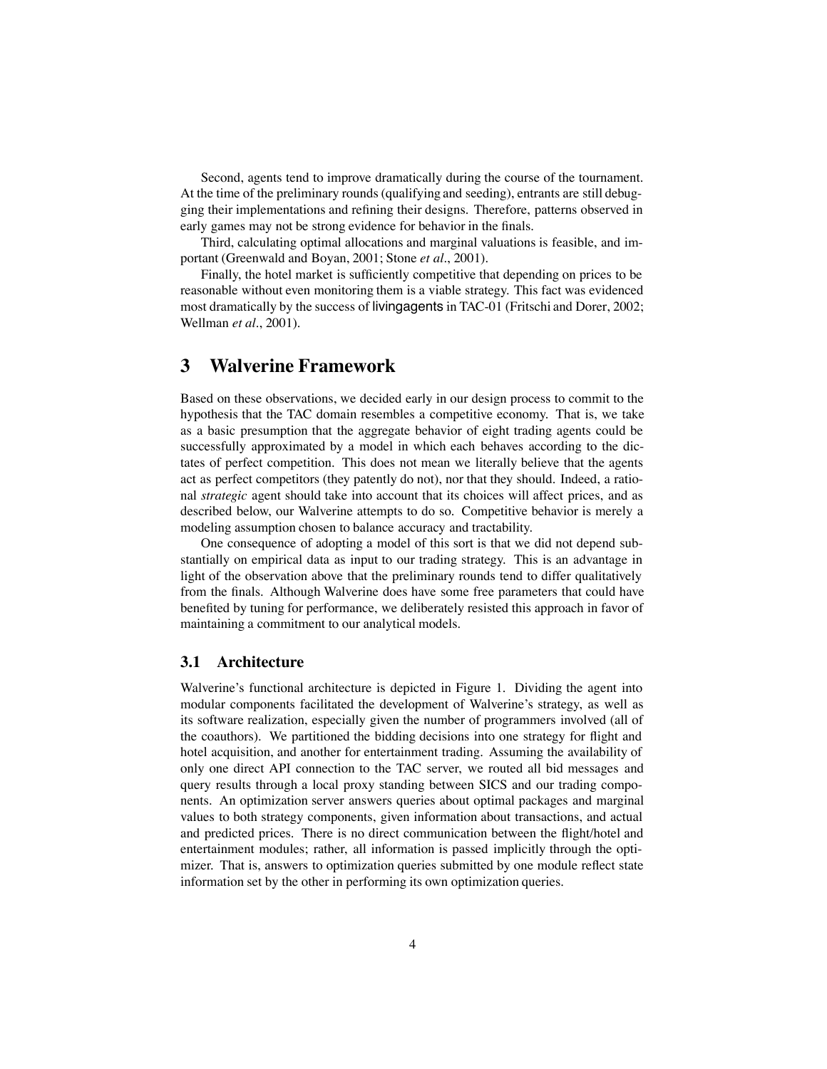Second, agents tend to improve dramatically during the course of the tournament. At the time of the preliminary rounds (qualifying and seeding), entrants are still debugging their implementations and refining their designs. Therefore, patterns observed in early games may not be strong evidence for behavior in the finals.

Third, calculating optimal allocations and marginal valuations is feasible, and important (Greenwald and Boyan, 2001; Stone *et al*., 2001).

Finally, the hotel market is sufficiently competitive that depending on prices to be reasonable without even monitoring them is a viable strategy. This fact was evidenced most dramatically by the success of livingagents in TAC-01 (Fritschi and Dorer, 2002; Wellman *et al*., 2001).

# 3 Walverine Framework

Based on these observations, we decided early in our design process to commit to the hypothesis that the TAC domain resembles a competitive economy. That is, we take as a basic presumption that the aggregate behavior of eight trading agents could be successfully approximated by a model in which each behaves according to the dictates of perfect competition. This does not mean we literally believe that the agents act as perfect competitors (they patently do not), nor that they should. Indeed, a rational *strategic* agent should take into account that its choices will affect prices, and as described below, our Walverine attempts to do so. Competitive behavior is merely a modeling assumption chosen to balance accuracy and tractability.

One consequence of adopting a model of this sort is that we did not depend substantially on empirical data as input to our trading strategy. This is an advantage in light of the observation above that the preliminary rounds tend to differ qualitatively from the finals. Although Walverine does have some free parameters that could have benefited by tuning for performance, we deliberately resisted this approach in favor of maintaining a commitment to our analytical models.

## 3.1 Architecture

Walverine's functional architecture is depicted in Figure 1. Dividing the agent into modular components facilitated the development of Walverine's strategy, as well as its software realization, especially given the number of programmers involved (all of the coauthors). We partitioned the bidding decisions into one strategy for flight and hotel acquisition, and another for entertainment trading. Assuming the availability of only one direct API connection to the TAC server, we routed all bid messages and query results through a local proxy standing between SICS and our trading components. An optimization server answers queries about optimal packages and marginal values to both strategy components, given information about transactions, and actual and predicted prices. There is no direct communication between the flight/hotel and entertainment modules; rather, all information is passed implicitly through the optimizer. That is, answers to optimization queries submitted by one module reflect state information set by the other in performing its own optimization queries.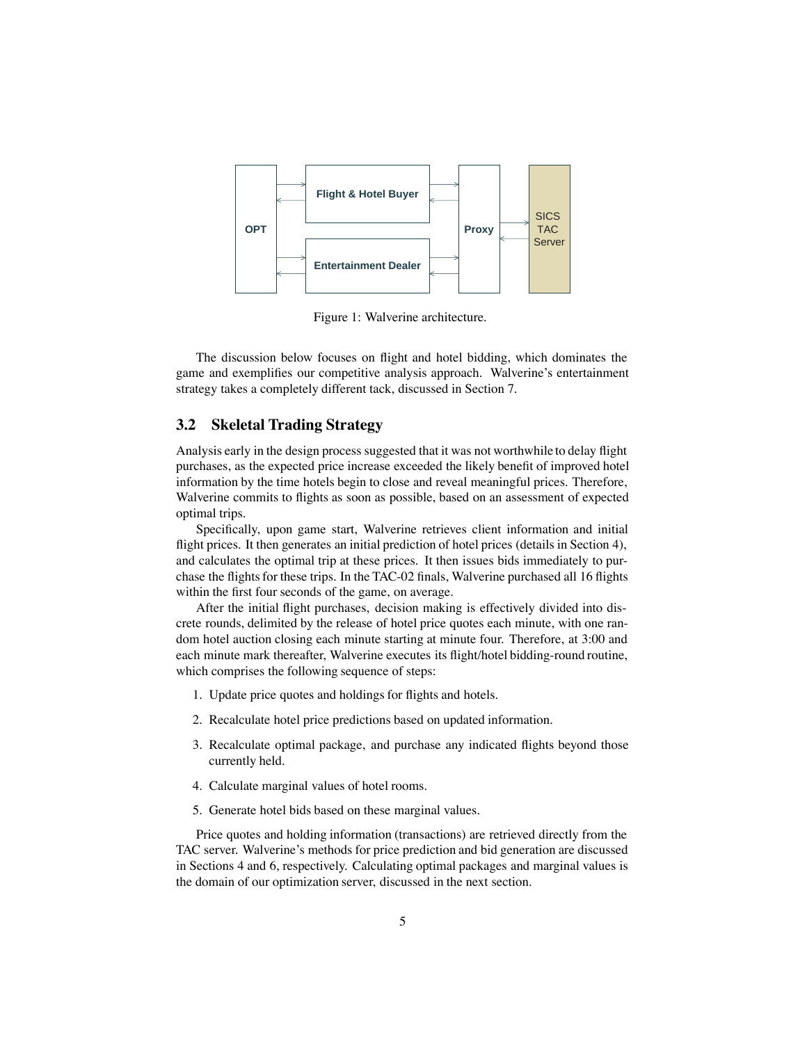Figure 1: Walverine architecture.

The discussion below focuses on flight and hotel bidding, which dominates the game and exemplifies our competitive analysis approach. Walverine's entertainment strategy takes a completely different tack, discussed in Section 7.

## 3.2 Skeletal Trading Strategy

Analysis early in the design process suggested that it was not worthwhile to delay flight purchases, as the expected price increase exceeded the likely benefit of improved hotel information by the time hotels begin to close and reveal meaningful prices. Therefore, Walverine commits to flights as soon as possible, based on an assessment of expected optimal trips.

Specifically, upon game start, Walverine retrieves client information and initial flight prices. It then generates an initial prediction of hotel prices (details in Section 4), and calculates the optimal trip at these prices. It then issues bids immediately to purchase the flights for these trips. In the TAC-02 finals, Walverine purchased all 16 flights within the first four seconds of the game, on average.

After the initial flight purchases, decision making is effectively divided into discrete rounds, delimited by the release of hotel price quotes each minute, with one random hotel auction closing each minute starting at minute four. Therefore, at 3:00 and each minute mark thereafter, Walverine executes its flight/hotel bidding-round routine, which comprises the following sequence of steps:

1. Update price quotes and holdings for flights and hotels.
2. Recalculate hotel price predictions based on updated information.
3. Recalculate optimal package, and purchase any indicated flights beyond those currently held.
4. Calculate marginal values of hotel rooms.
5. Generate hotel bids based on these marginal values.

Price quotes and holding information (transactions) are retrieved directly from the TAC server. Walverine's methods for price prediction and bid generation are discussed in Sections 4 and 6, respectively. Calculating optimal packages and marginal values is the domain of our optimization server, discussed in the next section.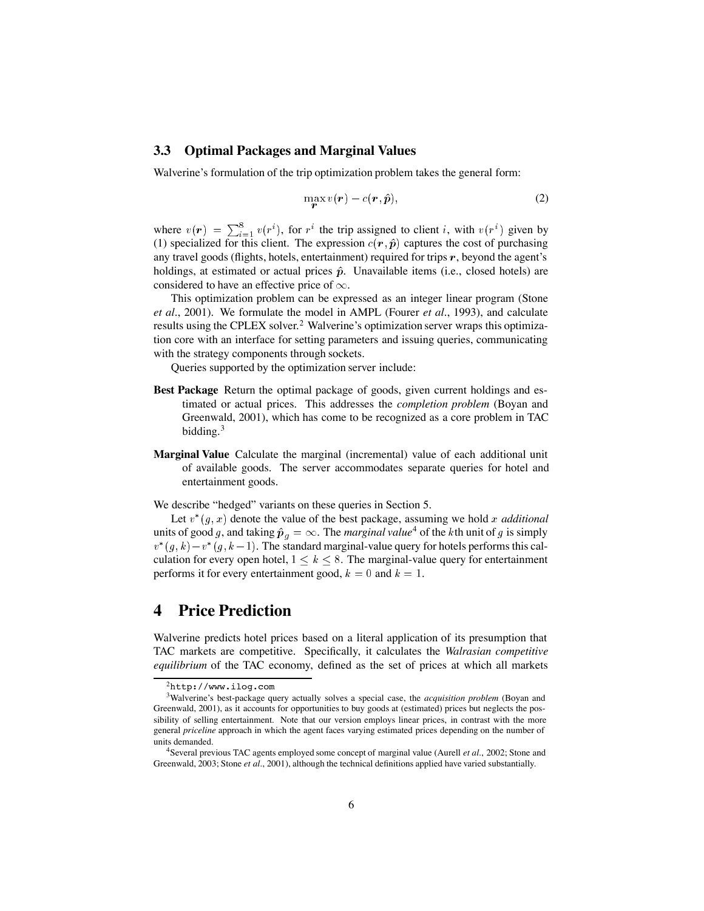### 3.3 Optimal Packages and Marginal Values

Walverine's formulation of the trip optimization problem takes the general form:

$$\max_{\boldsymbol{r}} v(\boldsymbol{r}) - c(\boldsymbol{r}, \hat{\boldsymbol{p}}), \tag{2}$$

where $v(\boldsymbol{r}) = \sum_{i=1}^{8} v(r^i)$, for $r^i$ the trip assigned to client $i$, with $v(r^i)$ given by (1) specialized for this client. The expression $c(\boldsymbol{r}, \hat{\boldsymbol{p}})$ captures the cost of purchasing any travel goods (flights, hotels, entertainment) required for trips $\boldsymbol{r}$, beyond the agent's holdings, at estimated or actual prices $\hat{\boldsymbol{p}}$. Unavailable items (i.e., closed hotels) are considered to have an effective price of $\infty$.

This optimization problem can be expressed as an integer linear program (Stone *et al.*, 2001). We formulate the model in AMPL (Fourer *et al.*, 1993), and calculate results using the CPLEX solver.[2] Walverine's optimization server wraps this optimization core with an interface for setting parameters and issuing queries, communicating with the strategy components through sockets.

Queries supported by the optimization server include:

**Best Package** Return the optimal package of goods, given current holdings and estimated or actual prices. This addresses the *completion problem* (Boyan and Greenwald, 2001), which has come to be recognized as a core problem in TAC bidding.[3]

**Marginal Value** Calculate the marginal (incremental) value of each additional unit of available goods. The server accommodates separate queries for hotel and entertainment goods.

We describe "hedged" variants on these queries in Section 5.

Let $v^*(g, x)$ denote the value of the best package, assuming we hold $x$ *additional* units of good $g$, and taking $\hat{\boldsymbol{p}}_g = \infty$. The *marginal value*[4] of the $k$th unit of $g$ is simply $v^*(g, k) - v^*(g, k-1)$. The standard marginal-value query for hotels performs this calculation for every open hotel, $1 \leq k \leq 8$. The marginal-value query for entertainment performs it for every entertainment good, $k = 0$ and $k = 1$.

# 4 Price Prediction

Walverine predicts hotel prices based on a literal application of its presumption that TAC markets are competitive. Specifically, it calculates the *Walrasian competitive equilibrium* of the TAC economy, defined as the set of prices at which all markets

---

[2] http://www.ilog.com

[3] Walverine's best-package query actually solves a special case, the *acquisition problem* (Boyan and Greenwald, 2001), as it accounts for opportunities to buy goods at (estimated) prices but neglects the possibility of selling entertainment. Note that our version employs linear prices, in contrast with the more general *priceline* approach in which the agent faces varying estimated prices depending on the number of units demanded.

[4] Several previous TAC agents employed some concept of marginal value (Aurell *et al.*, 2002; Stone and Greenwald, 2003; Stone *et al.*, 2001), although the technical definitions applied have varied substantially.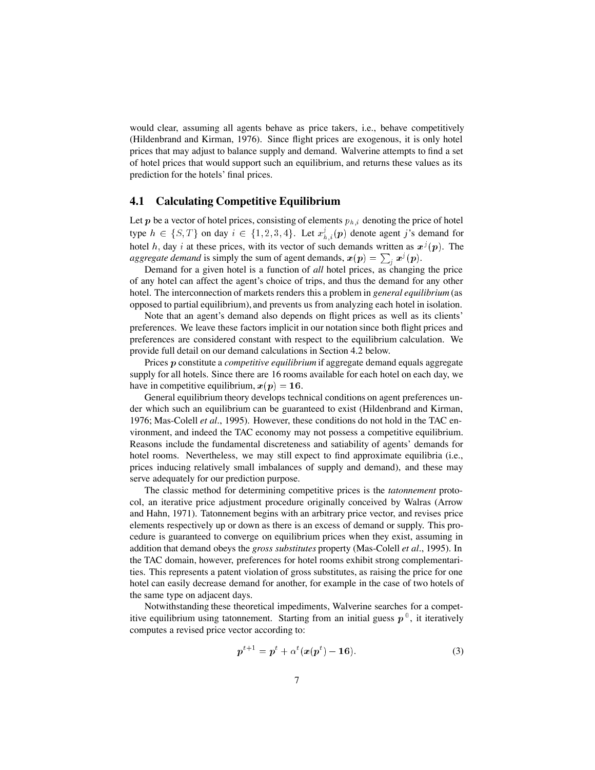would clear, assuming all agents behave as price takers, i.e., behave competitively (Hildenbrand and Kirman, 1976). Since flight prices are exogenous, it is only hotel prices that may adjust to balance supply and demand. Walverine attempts to find a set of hotel prices that would support such an equilibrium, and returns these values as its prediction for the hotels' final prices.

### 4.1 Calculating Competitive Equilibrium

Let $\boldsymbol{p}$ be a vector of hotel prices, consisting of elements $p_{h,i}$ denoting the price of hotel type $h \in \{S, T\}$ on day $i \in \{1, 2, 3, 4\}$. Let $x^j_{h,i}(\boldsymbol{p})$ denote agent $j$'s demand for hotel $h$, day $i$ at these prices, with its vector of such demands written as $\boldsymbol{x}^j(\boldsymbol{p})$. The *aggregate demand* is simply the sum of agent demands, $\boldsymbol{x}(\boldsymbol{p}) = \sum_j \boldsymbol{x}^j(\boldsymbol{p})$.

Demand for a given hotel is a function of *all* hotel prices, as changing the price of any hotel can affect the agent's choice of trips, and thus the demand for any other hotel. The interconnection of markets renders this a problem in *general equilibrium* (as opposed to partial equilibrium), and prevents us from analyzing each hotel in isolation.

Note that an agent's demand also depends on flight prices as well as its clients' preferences. We leave these factors implicit in our notation since both flight prices and preferences are considered constant with respect to the equilibrium calculation. We provide full detail on our demand calculations in Section 4.2 below.

Prices $\boldsymbol{p}$ constitute a *competitive equilibrium* if aggregate demand equals aggregate supply for all hotels. Since there are 16 rooms available for each hotel on each day, we have in competitive equilibrium, $\boldsymbol{x}(\boldsymbol{p}) = \boldsymbol{16}$.

General equilibrium theory develops technical conditions on agent preferences under which such an equilibrium can be guaranteed to exist (Hildenbrand and Kirman, 1976; Mas-Colell *et al*., 1995). However, these conditions do not hold in the TAC environment, and indeed the TAC economy may not possess a competitive equilibrium. Reasons include the fundamental discreteness and satiability of agents' demands for hotel rooms. Nevertheless, we may still expect to find approximate equilibria (i.e., prices inducing relatively small imbalances of supply and demand), and these may serve adequately for our prediction purpose.

The classic method for determining competitive prices is the *tatonnement* protocol, an iterative price adjustment procedure originally conceived by Walras (Arrow and Hahn, 1971). Tatonnement begins with an arbitrary price vector, and revises price elements respectively up or down as there is an excess of demand or supply. This procedure is guaranteed to converge on equilibrium prices when they exist, assuming in addition that demand obeys the *gross substitutes* property (Mas-Colell *et al*., 1995). In the TAC domain, however, preferences for hotel rooms exhibit strong complementarities. This represents a patent violation of gross substitutes, as raising the price for one hotel can easily decrease demand for another, for example in the case of two hotels of the same type on adjacent days.

Notwithstanding these theoretical impediments, Walverine searches for a competitive equilibrium using tatonnement. Starting from an initial guess $\boldsymbol{p}^0$, it iteratively computes a revised price vector according to:

$$\boldsymbol{p}^{t+1} = \boldsymbol{p}^t + \alpha^t(\boldsymbol{x}(\boldsymbol{p}^t) - \boldsymbol{16}). \tag{3}$$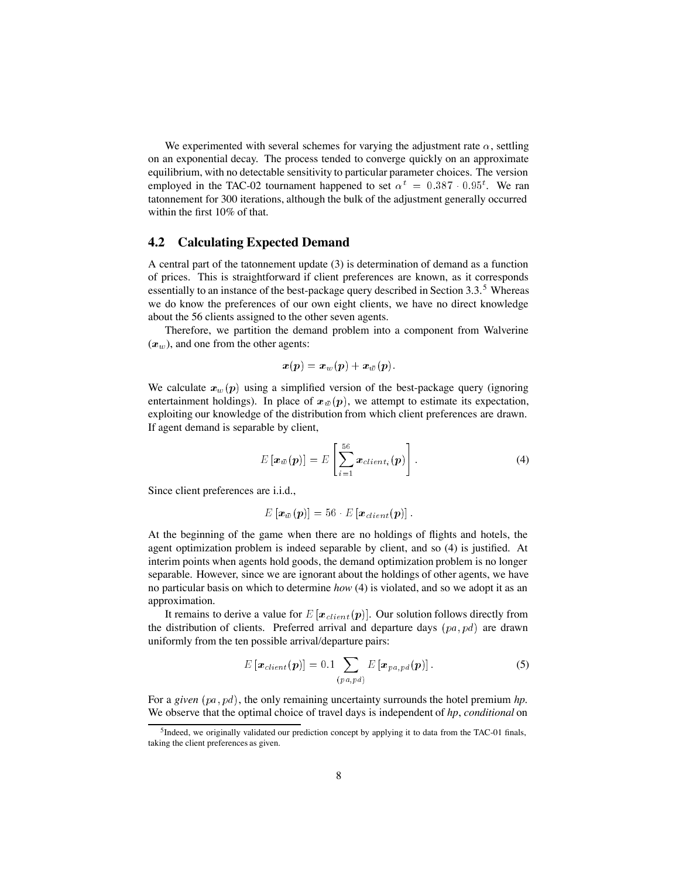We experimented with several schemes for varying the adjustment rate $\alpha$, settling on an exponential decay. The process tended to converge quickly on an approximate equilibrium, with no detectable sensitivity to particular parameter choices. The version employed in the TAC-02 tournament happened to set $\alpha^t = 0.387 \cdot 0.95^t$. We ran tatonnement for 300 iterations, although the bulk of the adjustment generally occurred within the first 10% of that.

### 4.2 Calculating Expected Demand

A central part of the tatonnement update (3) is determination of demand as a function of prices. This is straightforward if client preferences are known, as it corresponds essentially to an instance of the best-package query described in Section 3.3.[5] Whereas we do know the preferences of our own eight clients, we have no direct knowledge about the 56 clients assigned to the other seven agents.

Therefore, we partition the demand problem into a component from Walverine ($\boldsymbol{x}_w$), and one from the other agents:

$$\boldsymbol{x}(\boldsymbol{p}) = \boldsymbol{x}_w(\boldsymbol{p}) + \boldsymbol{x}_{\bar{w}}(\boldsymbol{p}).$$

We calculate $\boldsymbol{x}_w(\boldsymbol{p})$ using a simplified version of the best-package query (ignoring entertainment holdings). In place of $\boldsymbol{x}_{\bar{w}}(\boldsymbol{p})$, we attempt to estimate its expectation, exploiting our knowledge of the distribution from which client preferences are drawn. If agent demand is separable by client,

$$E\left[\boldsymbol{x}_{\bar{w}}(\boldsymbol{p})\right] = E\left[\sum_{i=1}^{56} \boldsymbol{x}_{client_i}(\boldsymbol{p})\right]. \tag{4}$$

Since client preferences are i.i.d.,

$$E\left[\boldsymbol{x}_{\bar{w}}(\boldsymbol{p})\right] = 56 \cdot E\left[\boldsymbol{x}_{client}(\boldsymbol{p})\right].$$

At the beginning of the game when there are no holdings of flights and hotels, the agent optimization problem is indeed separable by client, and so (4) is justified. At interim points when agents hold goods, the demand optimization problem is no longer separable. However, since we are ignorant about the holdings of other agents, we have no particular basis on which to determine *how* (4) is violated, and so we adopt it as an approximation.

It remains to derive a value for $E\left[\boldsymbol{x}_{client}(\boldsymbol{p})\right]$. Our solution follows directly from the distribution of clients. Preferred arrival and departure days $(pa, pd)$ are drawn uniformly from the ten possible arrival/departure pairs:

$$E\left[\boldsymbol{x}_{client}(\boldsymbol{p})\right] = 0.1 \sum_{(pa,pd)} E\left[\boldsymbol{x}_{pa,pd}(\boldsymbol{p})\right]. \tag{5}$$

For a *given* $(pa, pd)$, the only remaining uncertainty surrounds the hotel premium *hp*. We observe that the optimal choice of travel days is independent of *hp*, *conditional* on

[5] Indeed, we originally validated our prediction concept by applying it to data from the TAC-01 finals, taking the client preferences as given.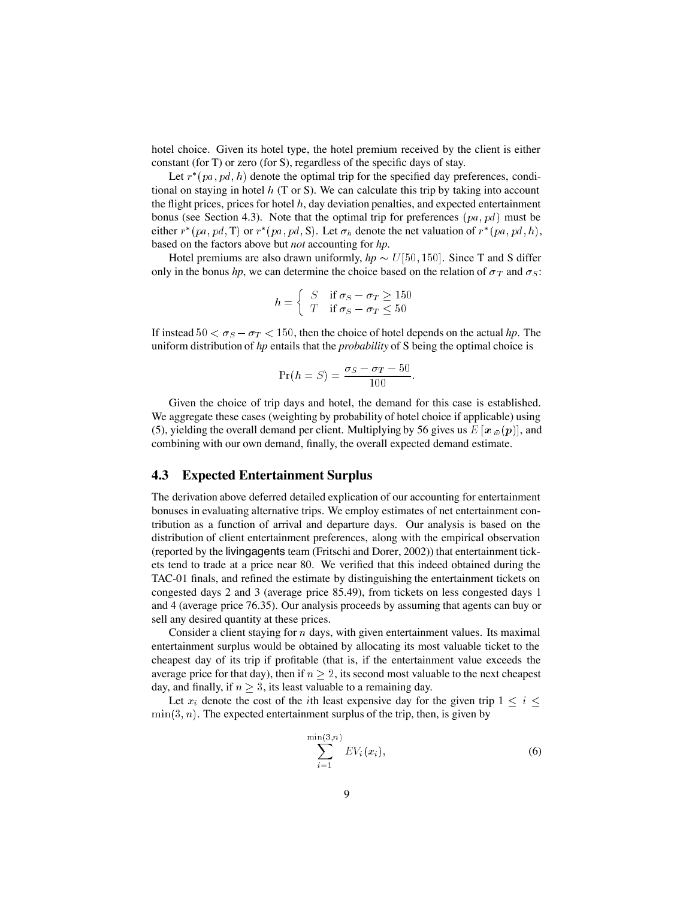hotel choice. Given its hotel type, the hotel premium received by the client is either constant (for T) or zero (for S), regardless of the specific days of stay.

Let $r^*(pa, pd, h)$ denote the optimal trip for the specified day preferences, conditional on staying in hotel $h$ (T or S). We can calculate this trip by taking into account the flight prices, prices for hotel $h$, day deviation penalties, and expected entertainment bonus (see Section 4.3). Note that the optimal trip for preferences $(pa, pd)$ must be either $r^*(pa, pd, \mathrm{T})$ or $r^*(pa, pd, \mathrm{S})$. Let $\sigma_h$ denote the net valuation of $r^*(pa, pd, h)$, based on the factors above but *not* accounting for *hp*.

Hotel premiums are also drawn uniformly, *hp* $\sim U[50, 150]$. Since T and S differ only in the bonus *hp*, we can determine the choice based on the relation of $\sigma_T$ and $\sigma_S$:

$$h = \begin{cases} S & \text{if } \sigma_S - \sigma_T \geq 150 \\ T & \text{if } \sigma_S - \sigma_T \leq 50 \end{cases}$$

If instead $50 < \sigma_S - \sigma_T < 150$, then the choice of hotel depends on the actual *hp*. The uniform distribution of *hp* entails that the *probability* of S being the optimal choice is

$$\Pr(h = S) = \frac{\sigma_S - \sigma_T - 50}{100}.$$

Given the choice of trip days and hotel, the demand for this case is established. We aggregate these cases (weighting by probability of hotel choice if applicable) using (5), yielding the overall demand per client. Multiplying by 56 gives us $E\left[\boldsymbol{x}_{\bar{w}}(\boldsymbol{p})\right]$, and combining with our own demand, finally, the overall expected demand estimate.

### 4.3 Expected Entertainment Surplus

The derivation above deferred detailed explication of our accounting for entertainment bonuses in evaluating alternative trips. We employ estimates of net entertainment contribution as a function of arrival and departure days. Our analysis is based on the distribution of client entertainment preferences, along with the empirical observation (reported by the livingagents team (Fritschi and Dorer, 2002)) that entertainment tickets tend to trade at a price near 80. We verified that this indeed obtained during the TAC-01 finals, and refined the estimate by distinguishing the entertainment tickets on congested days 2 and 3 (average price 85.49), from tickets on less congested days 1 and 4 (average price 76.35). Our analysis proceeds by assuming that agents can buy or sell any desired quantity at these prices.

Consider a client staying for $n$ days, with given entertainment values. Its maximal entertainment surplus would be obtained by allocating its most valuable ticket to the cheapest day of its trip if profitable (that is, if the entertainment value exceeds the average price for that day), then if $n \geq 2$, its second most valuable to the next cheapest day, and finally, if $n \geq 3$, its least valuable to a remaining day.

Let $x_i$ denote the cost of the $i$th least expensive day for the given trip $1 \leq i \leq \min(3, n)$. The expected entertainment surplus of the trip, then, is given by

$$\sum_{i=1}^{\min(3,n)} EV_i(x_i), \tag{6}$$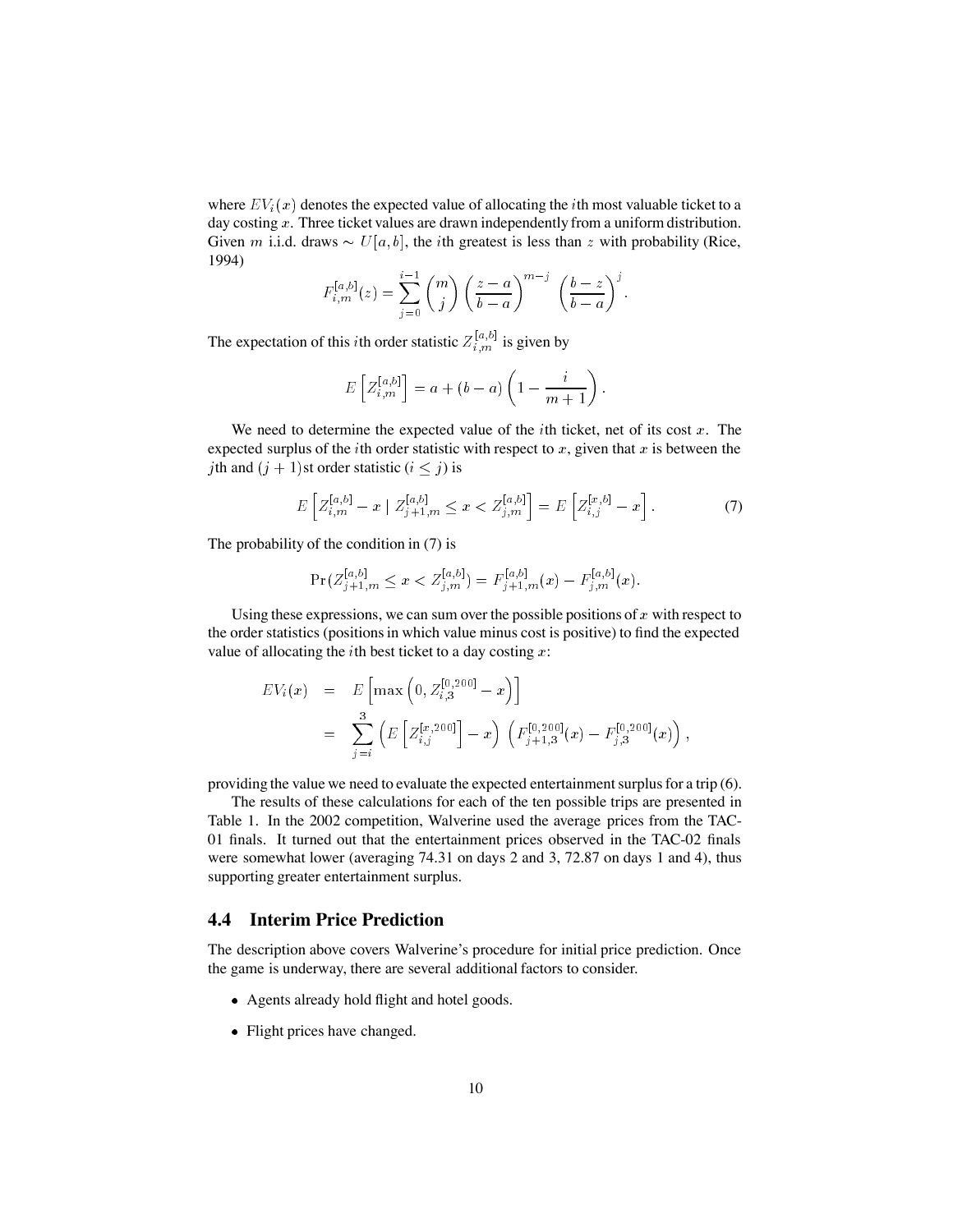where $EV_i(x)$ denotes the expected value of allocating the $i$th most valuable ticket to a day costing $x$. Three ticket values are drawn independently from a uniform distribution. Given $m$ i.i.d. draws $\sim U[a, b]$, the $i$th greatest is less than $z$ with probability (Rice, 1994)

$$F_{i,m}^{[a,b]}(z) = \sum_{j=0}^{i-1} \binom{m}{j} \left(\frac{z-a}{b-a}\right)^{m-j} \left(\frac{b-z}{b-a}\right)^{j}.$$

The expectation of this $i$th order statistic $Z_{i,m}^{[a,b]}$ is given by

$$E\left[Z_{i,m}^{[a,b]}\right] = a + (b-a)\left(1 - \frac{i}{m+1}\right).$$

We need to determine the expected value of the $i$th ticket, net of its cost $x$. The expected surplus of the $i$th order statistic with respect to $x$, given that $x$ is between the $j$th and $(j+1)$st order statistic $(i \leq j)$ is

$$E\left[Z_{i,m}^{[a,b]} - x \mid Z_{j+1,m}^{[a,b]} \leq x < Z_{j,m}^{[a,b]}\right] = E\left[Z_{i,j}^{[x,b]} - x\right]. \tag{7}$$

The probability of the condition in (7) is

$$\Pr(Z_{j+1,m}^{[a,b]} \leq x < Z_{j,m}^{[a,b]}) = F_{j+1,m}^{[a,b]}(x) - F_{j,m}^{[a,b]}(x).$$

Using these expressions, we can sum over the possible positions of $x$ with respect to the order statistics (positions in which value minus cost is positive) to find the expected value of allocating the $i$th best ticket to a day costing $x$:

$$\begin{aligned} EV_i(x) &= E\left[\max\left(0, Z_{i,3}^{[0,200]} - x\right)\right] \\ &= \sum_{j=i}^{3} \left(E\left[Z_{i,j}^{[x,200]}\right] - x\right) \left(F_{j+1,3}^{[0,200]}(x) - F_{j,3}^{[0,200]}(x)\right), \end{aligned}$$

providing the value we need to evaluate the expected entertainment surplus for a trip (6).

The results of these calculations for each of the ten possible trips are presented in Table 1. In the 2002 competition, Walverine used the average prices from the TAC-01 finals. It turned out that the entertainment prices observed in the TAC-02 finals were somewhat lower (averaging 74.31 on days 2 and 3, 72.87 on days 1 and 4), thus supporting greater entertainment surplus.

## 4.4 Interim Price Prediction

The description above covers Walverine's procedure for initial price prediction. Once the game is underway, there are several additional factors to consider.

- Agents already hold flight and hotel goods.
- Flight prices have changed.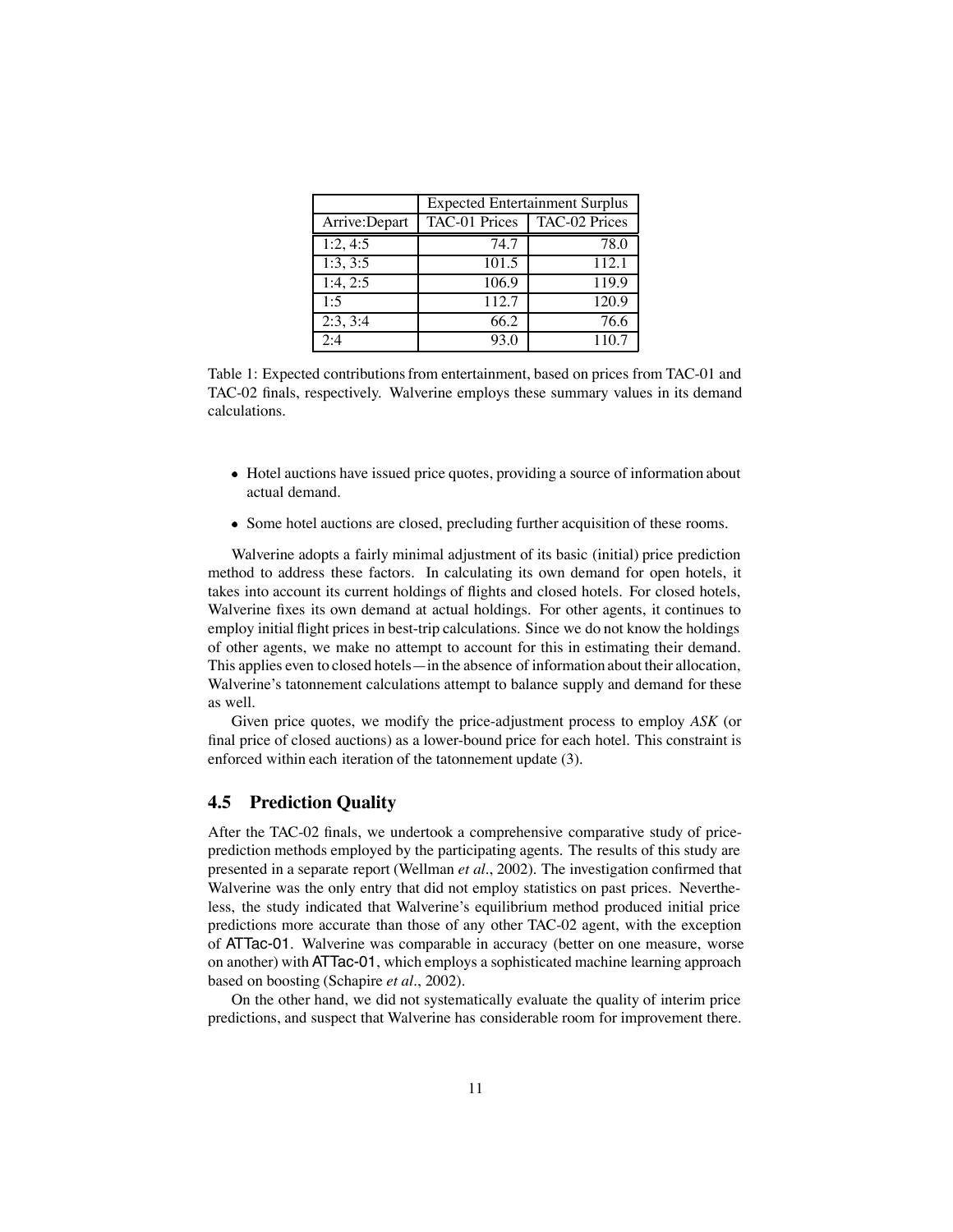| | Expected Entertainment Surplus | |
|---|---|---|
| Arrive:Depart | TAC-01 Prices | TAC-02 Prices |
| 1:2, 4:5 | 74.7 | 78.0 |
| 1:3, 3:5 | 101.5 | 112.1 |
| 1:4, 2:5 | 106.9 | 119.9 |
| 1:5 | 112.7 | 120.9 |
| 2:3, 3:4 | 66.2 | 76.6 |
| 2:4 | 93.0 | 110.7 |

Table 1: Expected contributions from entertainment, based on prices from TAC-01 and TAC-02 finals, respectively. Walverine employs these summary values in its demand calculations.

- Hotel auctions have issued price quotes, providing a source of information about actual demand.
- Some hotel auctions are closed, precluding further acquisition of these rooms.

Walverine adopts a fairly minimal adjustment of its basic (initial) price prediction method to address these factors. In calculating its own demand for open hotels, it takes into account its current holdings of flights and closed hotels. For closed hotels, Walverine fixes its own demand at actual holdings. For other agents, it continues to employ initial flight prices in best-trip calculations. Since we do not know the holdings of other agents, we make no attempt to account for this in estimating their demand. This applies even to closed hotels—in the absence of information about their allocation, Walverine's tatonnement calculations attempt to balance supply and demand for these as well.

Given price quotes, we modify the price-adjustment process to employ *ASK* (or final price of closed auctions) as a lower-bound price for each hotel. This constraint is enforced within each iteration of the tatonnement update (3).

## 4.5 Prediction Quality

After the TAC-02 finals, we undertook a comprehensive comparative study of price-prediction methods employed by the participating agents. The results of this study are presented in a separate report (Wellman *et al*., 2002). The investigation confirmed that Walverine was the only entry that did not employ statistics on past prices. Nevertheless, the study indicated that Walverine's equilibrium method produced initial price predictions more accurate than those of any other TAC-02 agent, with the exception of ATTac-01. Walverine was comparable in accuracy (better on one measure, worse on another) with ATTac-01, which employs a sophisticated machine learning approach based on boosting (Schapire *et al*., 2002).

On the other hand, we did not systematically evaluate the quality of interim price predictions, and suspect that Walverine has considerable room for improvement there.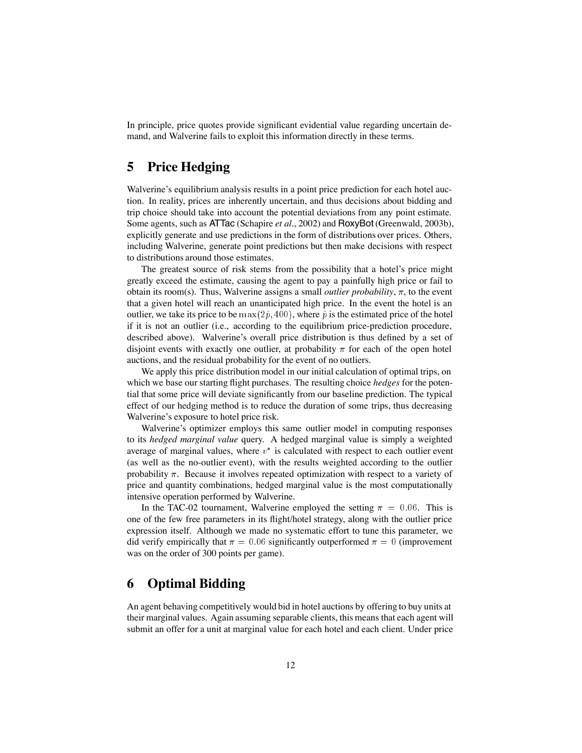In principle, price quotes provide significant evidential value regarding uncertain demand, and Walverine fails to exploit this information directly in these terms.

## 5 Price Hedging

Walverine's equilibrium analysis results in a point price prediction for each hotel auction. In reality, prices are inherently uncertain, and thus decisions about bidding and trip choice should take into account the potential deviations from any point estimate. Some agents, such as ATTac (Schapire *et al.*, 2002) and RoxyBot (Greenwald, 2003b), explicitly generate and use predictions in the form of distributions over prices. Others, including Walverine, generate point predictions but then make decisions with respect to distributions around those estimates.

The greatest source of risk stems from the possibility that a hotel's price might greatly exceed the estimate, causing the agent to pay a painfully high price or fail to obtain its room(s). Thus, Walverine assigns a small *outlier probability*, $\pi$, to the event that a given hotel will reach an unanticipated high price. In the event the hotel is an outlier, we take its price to be $\max(2\hat{p}, 400)$, where $\hat{p}$ is the estimated price of the hotel if it is not an outlier (i.e., according to the equilibrium price-prediction procedure, described above). Walverine's overall price distribution is thus defined by a set of disjoint events with exactly one outlier, at probability $\pi$ for each of the open hotel auctions, and the residual probability for the event of no outliers.

We apply this price distribution model in our initial calculation of optimal trips, on which we base our starting flight purchases. The resulting choice *hedges* for the potential that some price will deviate significantly from our baseline prediction. The typical effect of our hedging method is to reduce the duration of some trips, thus decreasing Walverine's exposure to hotel price risk.

Walverine's optimizer employs this same outlier model in computing responses to its *hedged marginal value* query. A hedged marginal value is simply a weighted average of marginal values, where $v^*$ is calculated with respect to each outlier event (as well as the no-outlier event), with the results weighted according to the outlier probability $\pi$. Because it involves repeated optimization with respect to a variety of price and quantity combinations, hedged marginal value is the most computationally intensive operation performed by Walverine.

In the TAC-02 tournament, Walverine employed the setting $\pi = 0.06$. This is one of the few free parameters in its flight/hotel strategy, along with the outlier price expression itself. Although we made no systematic effort to tune this parameter, we did verify empirically that $\pi = 0.06$ significantly outperformed $\pi = 0$ (improvement was on the order of 300 points per game).

## 6 Optimal Bidding

An agent behaving competitively would bid in hotel auctions by offering to buy units at their marginal values. Again assuming separable clients, this means that each agent will submit an offer for a unit at marginal value for each hotel and each client. Under price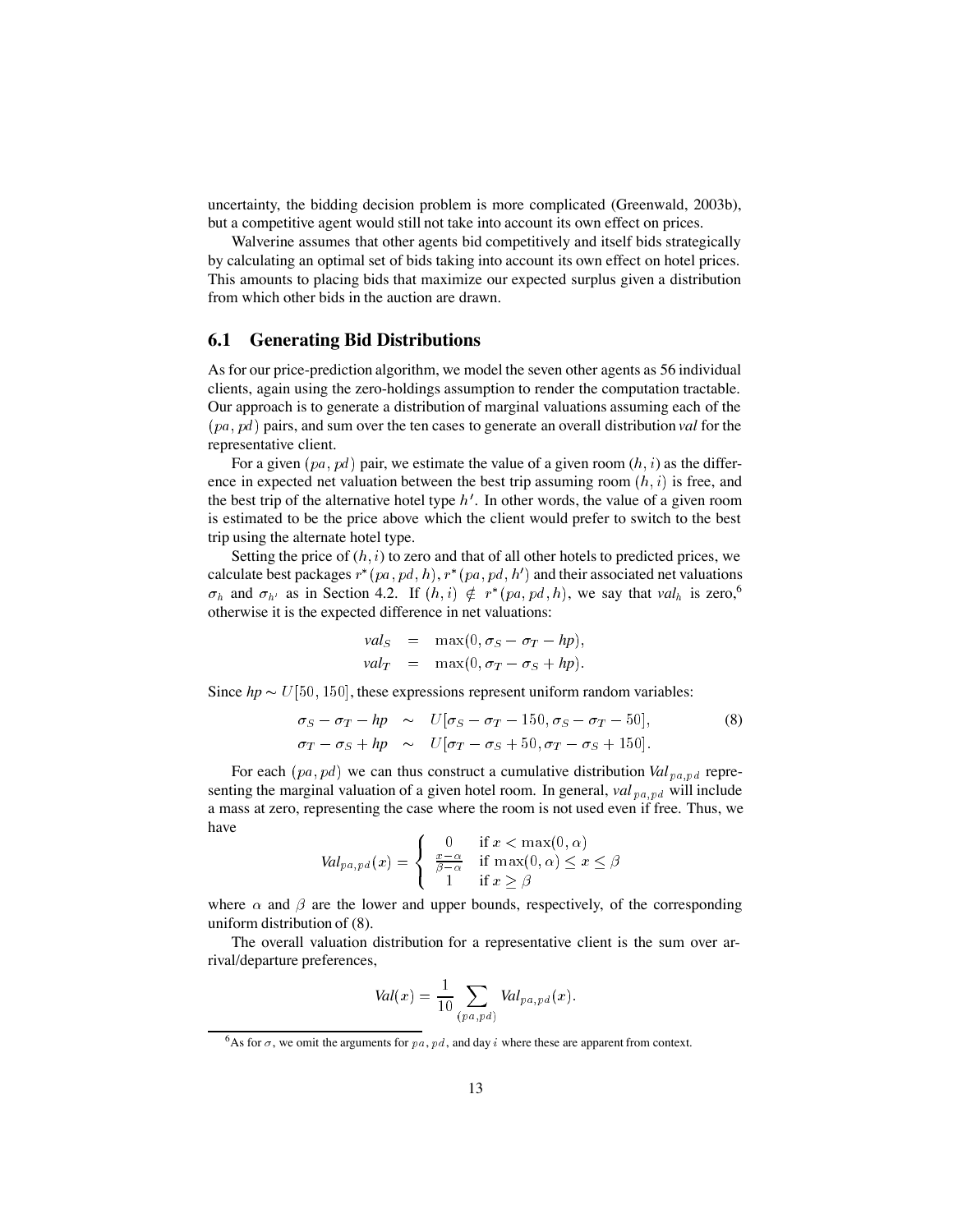uncertainty, the bidding decision problem is more complicated (Greenwald, 2003b), but a competitive agent would still not take into account its own effect on prices.

Walverine assumes that other agents bid competitively and itself bids strategically by calculating an optimal set of bids taking into account its own effect on hotel prices. This amounts to placing bids that maximize our expected surplus given a distribution from which other bids in the auction are drawn.

## 6.1 Generating Bid Distributions

As for our price-prediction algorithm, we model the seven other agents as 56 individual clients, again using the zero-holdings assumption to render the computation tractable. Our approach is to generate a distribution of marginal valuations assuming each of the $(pa, pd)$ pairs, and sum over the ten cases to generate an overall distribution *val* for the representative client.

For a given $(pa, pd)$ pair, we estimate the value of a given room $(h, i)$ as the difference in expected net valuation between the best trip assuming room $(h, i)$ is free, and the best trip of the alternative hotel type $h'$. In other words, the value of a given room is estimated to be the price above which the client would prefer to switch to the best trip using the alternate hotel type.

Setting the price of $(h, i)$ to zero and that of all other hotels to predicted prices, we calculate best packages $r^*(pa, pd, h)$, $r^*(pa, pd, h')$ and their associated net valuations $\sigma_h$ and $\sigma_{h'}$ as in Section 4.2. If $(h, i) \notin r^*(pa, pd, h)$, we say that $val_h$ is zero,[6] otherwise it is the expected difference in net valuations:

$$
\begin{aligned}
val_S &= \max(0, \sigma_S - \sigma_T - hp), \\
val_T &= \max(0, \sigma_T - \sigma_S + hp).
\end{aligned}
$$

Since $hp \sim U[50, 150]$, these expressions represent uniform random variables:

$$
\begin{aligned}
\sigma_S - \sigma_T - hp &\sim U[\sigma_S - \sigma_T - 150, \sigma_S - \sigma_T - 50], \\
\sigma_T - \sigma_S + hp &\sim U[\sigma_T - \sigma_S + 50, \sigma_T - \sigma_S + 150].
\end{aligned} \tag{8}
$$

For each $(pa, pd)$ we can thus construct a cumulative distribution $Val_{pa,pd}$ representing the marginal valuation of a given hotel room. In general, $val_{pa,pd}$ will include a mass at zero, representing the case where the room is not used even if free. Thus, we have

$$
Val_{pa,pd}(x) = \begin{cases} 0 & \text{if } x < \max(0, \alpha) \\ \frac{x-\alpha}{\beta-\alpha} & \text{if } \max(0, \alpha) \le x \le \beta \\ 1 & \text{if } x \ge \beta \end{cases}
$$

where $\alpha$ and $\beta$ are the lower and upper bounds, respectively, of the corresponding uniform distribution of (8).

The overall valuation distribution for a representative client is the sum over arrival/departure preferences,

$$
Val(x) = \frac{1}{10} \sum_{(pa,pd)} Val_{pa,pd}(x).
$$

[6] As for $\sigma$, we omit the arguments for $pa$, $pd$, and day $i$ where these are apparent from context.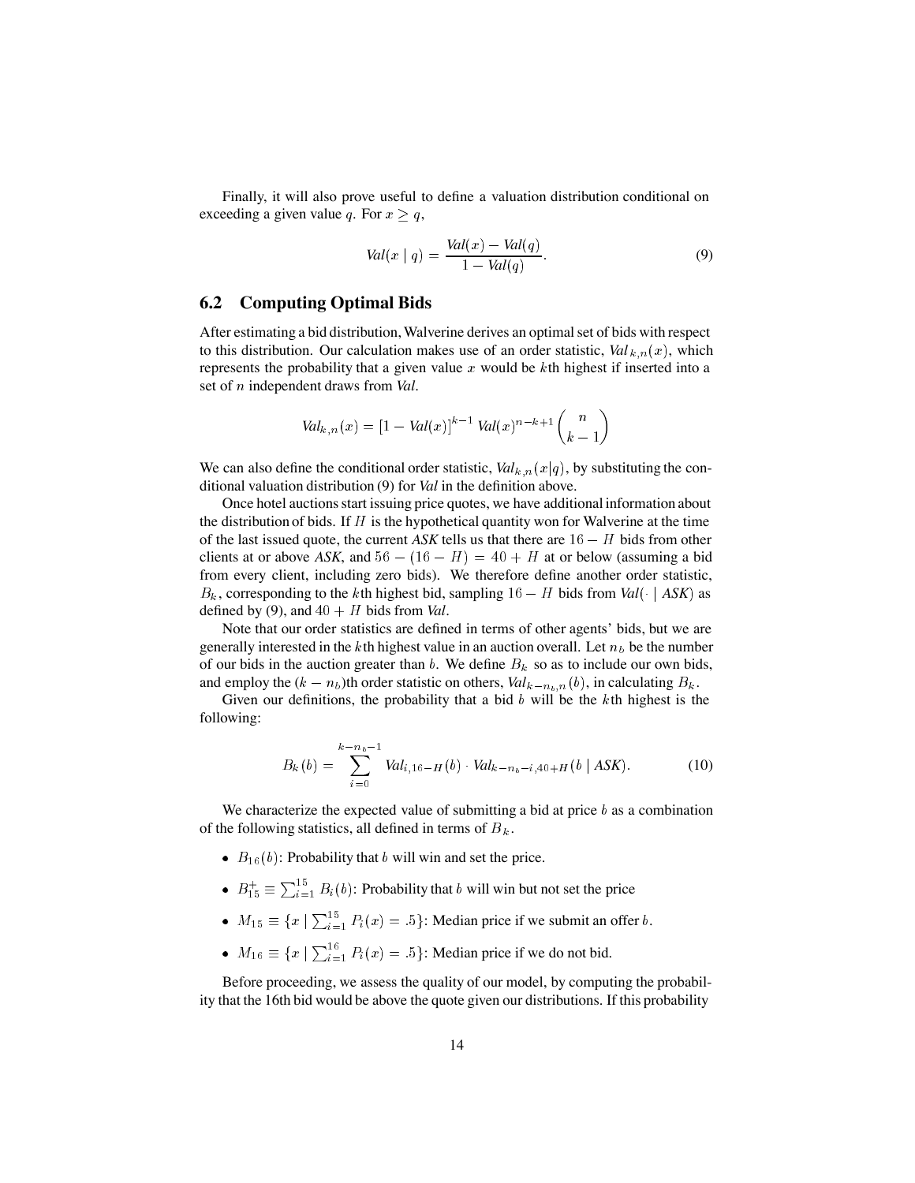Finally, it will also prove useful to define a valuation distribution conditional on exceeding a given value $q$. For $x \geq q$,

$$\mathit{Val}(x \mid q) = \frac{\mathit{Val}(x) - \mathit{Val}(q)}{1 - \mathit{Val}(q)}. \tag{9}$$

## 6.2 Computing Optimal Bids

After estimating a bid distribution, Walverine derives an optimal set of bids with respect to this distribution. Our calculation makes use of an order statistic, $\mathit{Val}_{k,n}(x)$, which represents the probability that a given value $x$ would be $k$th highest if inserted into a set of $n$ independent draws from *Val*.

$$\mathit{Val}_{k,n}(x) = [1 - \mathit{Val}(x)]^{k-1}\, \mathit{Val}(x)^{n-k+1} \binom{n}{k-1}$$

We can also define the conditional order statistic, $\mathit{Val}_{k,n}(x|q)$, by substituting the conditional valuation distribution (9) for *Val* in the definition above.

Once hotel auctions start issuing price quotes, we have additional information about the distribution of bids. If $H$ is the hypothetical quantity won for Walverine at the time of the last issued quote, the current *ASK* tells us that there are $16 - H$ bids from other clients at or above *ASK*, and $56 - (16 - H) = 40 + H$ at or below (assuming a bid from every client, including zero bids). We therefore define another order statistic, $B_k$, corresponding to the $k$th highest bid, sampling $16 - H$ bids from $\mathit{Val}(\cdot \mid \mathit{ASK})$ as defined by (9), and $40 + H$ bids from *Val*.

Note that our order statistics are defined in terms of other agents' bids, but we are generally interested in the $k$th highest value in an auction overall. Let $n_b$ be the number of our bids in the auction greater than $b$. We define $B_k$ so as to include our own bids, and employ the $(k - n_b)$th order statistic on others, $\mathit{Val}_{k-n_b,n}(b)$, in calculating $B_k$.

Given our definitions, the probability that a bid $b$ will be the $k$th highest is the following:

$$B_k(b) = \sum_{i=0}^{k-n_b-1} \mathit{Val}_{i,16-H}(b) \cdot \mathit{Val}_{k-n_b-i,40+H}(b \mid \mathit{ASK}). \tag{10}$$

We characterize the expected value of submitting a bid at price $b$ as a combination of the following statistics, all defined in terms of $B_k$.

- $B_{16}(b)$: Probability that $b$ will win and set the price.
- $B_{15}^{+} \equiv \sum_{i=1}^{15} B_i(b)$: Probability that $b$ will win but not set the price
- $M_{15} \equiv \{x \mid \sum_{i=1}^{15} P_i(x) = .5\}$: Median price if we submit an offer $b$.
- $M_{16} \equiv \{x \mid \sum_{i=1}^{16} P_i(x) = .5\}$: Median price if we do not bid.

Before proceeding, we assess the quality of our model, by computing the probability that the 16th bid would be above the quote given our distributions. If this probability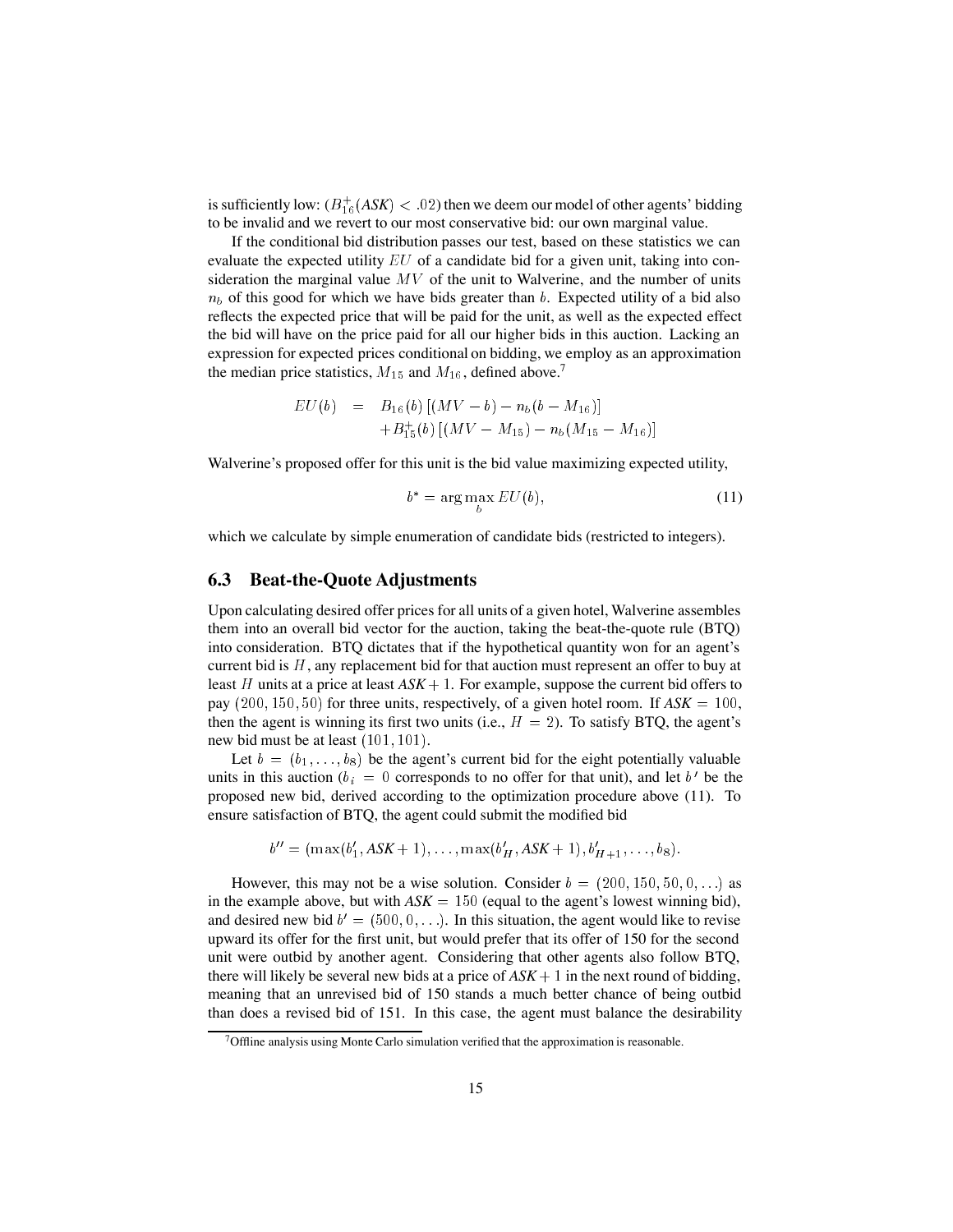is sufficiently low: ($B^+_{16}(ASK) < .02$) then we deem our model of other agents' bidding to be invalid and we revert to our most conservative bid: our own marginal value.

If the conditional bid distribution passes our test, based on these statistics we can evaluate the expected utility $EU$ of a candidate bid for a given unit, taking into consideration the marginal value $MV$ of the unit to Walverine, and the number of units $n_b$ of this good for which we have bids greater than $b$. Expected utility of a bid also reflects the expected price that will be paid for the unit, as well as the expected effect the bid will have on the price paid for all our higher bids in this auction. Lacking an expression for expected prices conditional on bidding, we employ as an approximation the median price statistics, $M_{15}$ and $M_{16}$, defined above.[7]

$$
\begin{aligned}
EU(b) \quad = \quad & B_{16}(b)\left[(MV - b) - n_b(b - M_{16})\right] \\
& + B^+_{15}(b)\left[(MV - M_{15}) - n_b(M_{15} - M_{16})\right]
\end{aligned}
$$

Walverine's proposed offer for this unit is the bid value maximizing expected utility,

$$
b^* = \arg\max_b EU(b), \tag{11}
$$

which we calculate by simple enumeration of candidate bids (restricted to integers).

## 6.3 Beat-the-Quote Adjustments

Upon calculating desired offer prices for all units of a given hotel, Walverine assembles them into an overall bid vector for the auction, taking the beat-the-quote rule (BTQ) into consideration. BTQ dictates that if the hypothetical quantity won for an agent's current bid is $H$, any replacement bid for that auction must represent an offer to buy at least $H$ units at a price at least $ASK + 1$. For example, suppose the current bid offers to pay $(200, 150, 50)$ for three units, respectively, of a given hotel room. If $ASK = 100$, then the agent is winning its first two units (i.e., $H = 2$). To satisfy BTQ, the agent's new bid must be at least $(101, 101)$.

Let $b = (b_1, \ldots, b_8)$ be the agent's current bid for the eight potentially valuable units in this auction ($b_i = 0$ corresponds to no offer for that unit), and let $b'$ be the proposed new bid, derived according to the optimization procedure above (11). To ensure satisfaction of BTQ, the agent could submit the modified bid

$$
b'' = (\max(b'_1, ASK + 1), \ldots, \max(b'_H, ASK + 1), b'_{H+1}, \ldots, b_8).
$$

However, this may not be a wise solution. Consider $b = (200, 150, 50, 0, \ldots)$ as in the example above, but with $ASK = 150$ (equal to the agent's lowest winning bid), and desired new bid $b' = (500, 0, \ldots)$. In this situation, the agent would like to revise upward its offer for the first unit, but would prefer that its offer of 150 for the second unit were outbid by another agent. Considering that other agents also follow BTQ, there will likely be several new bids at a price of $ASK + 1$ in the next round of bidding, meaning that an unrevised bid of 150 stands a much better chance of being outbid than does a revised bid of 151. In this case, the agent must balance the desirability

[7] Offline analysis using Monte Carlo simulation verified that the approximation is reasonable.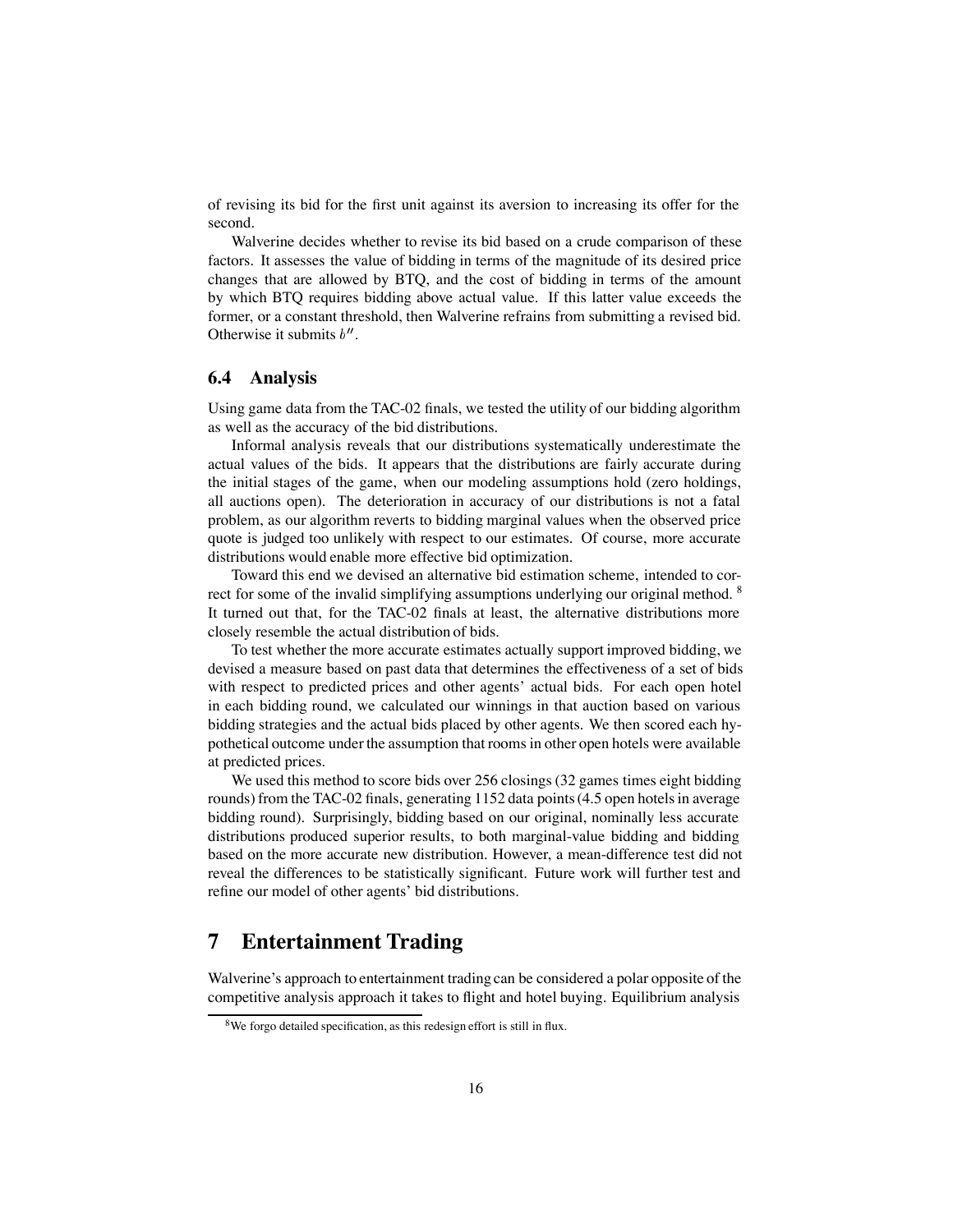of revising its bid for the first unit against its aversion to increasing its offer for the second.

Walverine decides whether to revise its bid based on a crude comparison of these factors. It assesses the value of bidding in terms of the magnitude of its desired price changes that are allowed by BTQ, and the cost of bidding in terms of the amount by which BTQ requires bidding above actual value. If this latter value exceeds the former, or a constant threshold, then Walverine refrains from submitting a revised bid. Otherwise it submits $b''$.

### 6.4 Analysis

Using game data from the TAC-02 finals, we tested the utility of our bidding algorithm as well as the accuracy of the bid distributions.

Informal analysis reveals that our distributions systematically underestimate the actual values of the bids. It appears that the distributions are fairly accurate during the initial stages of the game, when our modeling assumptions hold (zero holdings, all auctions open). The deterioration in accuracy of our distributions is not a fatal problem, as our algorithm reverts to bidding marginal values when the observed price quote is judged too unlikely with respect to our estimates. Of course, more accurate distributions would enable more effective bid optimization.

Toward this end we devised an alternative bid estimation scheme, intended to correct for some of the invalid simplifying assumptions underlying our original method. [8] It turned out that, for the TAC-02 finals at least, the alternative distributions more closely resemble the actual distribution of bids.

To test whether the more accurate estimates actually support improved bidding, we devised a measure based on past data that determines the effectiveness of a set of bids with respect to predicted prices and other agents' actual bids. For each open hotel in each bidding round, we calculated our winnings in that auction based on various bidding strategies and the actual bids placed by other agents. We then scored each hypothetical outcome under the assumption that rooms in other open hotels were available at predicted prices.

We used this method to score bids over 256 closings (32 games times eight bidding rounds) from the TAC-02 finals, generating 1152 data points (4.5 open hotels in average bidding round). Surprisingly, bidding based on our original, nominally less accurate distributions produced superior results, to both marginal-value bidding and bidding based on the more accurate new distribution. However, a mean-difference test did not reveal the differences to be statistically significant. Future work will further test and refine our model of other agents' bid distributions.

## 7 Entertainment Trading

Walverine's approach to entertainment trading can be considered a polar opposite of the competitive analysis approach it takes to flight and hotel buying. Equilibrium analysis

[8] We forgo detailed specification, as this redesign effort is still in flux.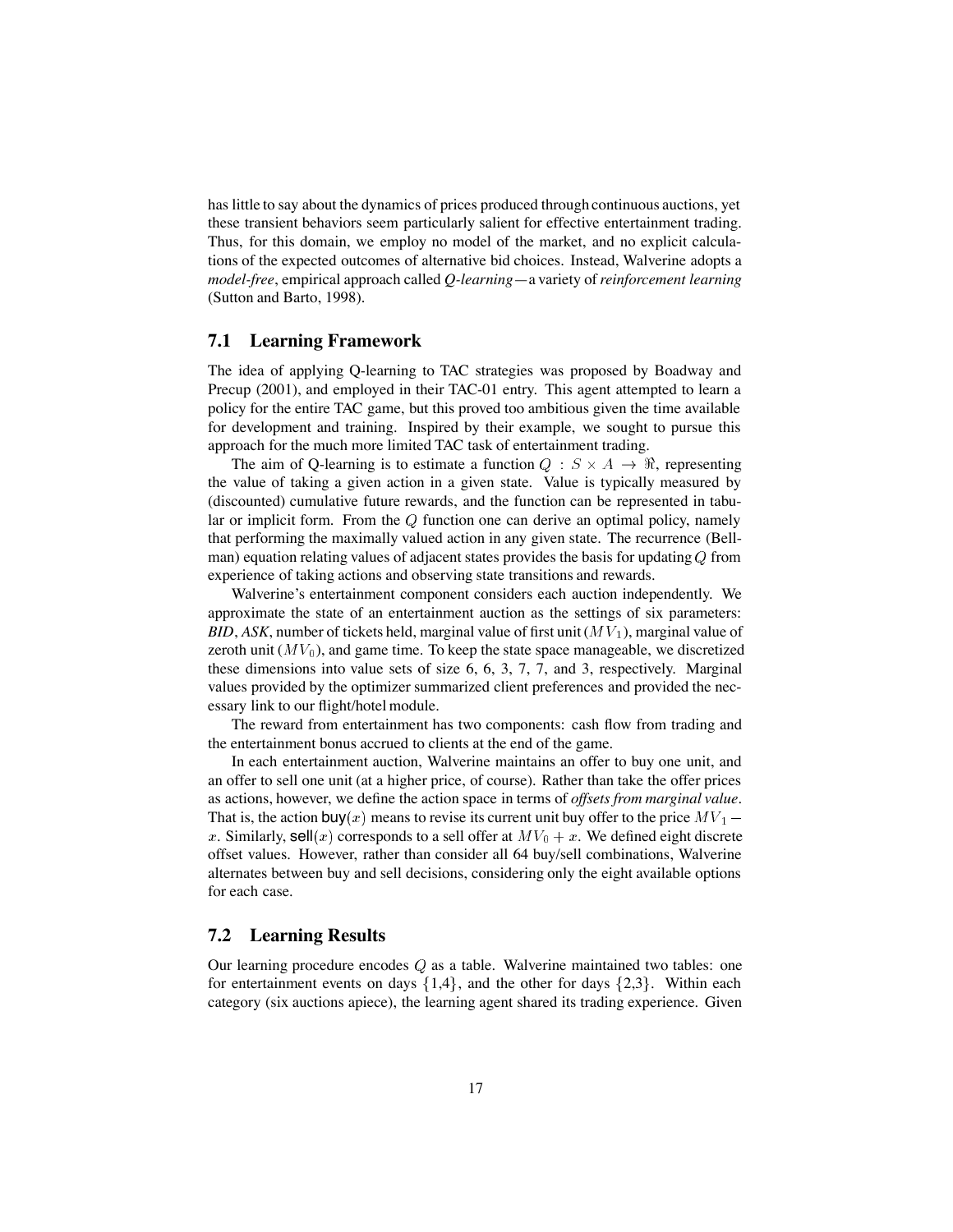has little to say about the dynamics of prices produced through continuous auctions, yet these transient behaviors seem particularly salient for effective entertainment trading. Thus, for this domain, we employ no model of the market, and no explicit calculations of the expected outcomes of alternative bid choices. Instead, Walverine adopts a *model-free*, empirical approach called *Q-learning*—a variety of *reinforcement learning* (Sutton and Barto, 1998).

## 7.1 Learning Framework

The idea of applying Q-learning to TAC strategies was proposed by Boadway and Precup (2001), and employed in their TAC-01 entry. This agent attempted to learn a policy for the entire TAC game, but this proved too ambitious given the time available for development and training. Inspired by their example, we sought to pursue this approach for the much more limited TAC task of entertainment trading.

The aim of Q-learning is to estimate a function $Q : S \times A \rightarrow \Re$, representing the value of taking a given action in a given state. Value is typically measured by (discounted) cumulative future rewards, and the function can be represented in tabular or implicit form. From the $Q$ function one can derive an optimal policy, namely that performing the maximally valued action in any given state. The recurrence (Bellman) equation relating values of adjacent states provides the basis for updating $Q$ from experience of taking actions and observing state transitions and rewards.

Walverine's entertainment component considers each auction independently. We approximate the state of an entertainment auction as the settings of six parameters: *BID*, *ASK*, number of tickets held, marginal value of first unit ($MV_1$), marginal value of zeroth unit ($MV_0$), and game time. To keep the state space manageable, we discretized these dimensions into value sets of size 6, 6, 3, 7, 7, and 3, respectively. Marginal values provided by the optimizer summarized client preferences and provided the necessary link to our flight/hotel module.

The reward from entertainment has two components: cash flow from trading and the entertainment bonus accrued to clients at the end of the game.

In each entertainment auction, Walverine maintains an offer to buy one unit, and an offer to sell one unit (at a higher price, of course). Rather than take the offer prices as actions, however, we define the action space in terms of *offsets from marginal value*. That is, the action $\mathsf{buy}(x)$ means to revise its current unit buy offer to the price $MV_1 - x$. Similarly, $\mathsf{sell}(x)$ corresponds to a sell offer at $MV_0 + x$. We defined eight discrete offset values. However, rather than consider all 64 buy/sell combinations, Walverine alternates between buy and sell decisions, considering only the eight available options for each case.

## 7.2 Learning Results

Our learning procedure encodes $Q$ as a table. Walverine maintained two tables: one for entertainment events on days {1,4}, and the other for days {2,3}. Within each category (six auctions apiece), the learning agent shared its trading experience. Given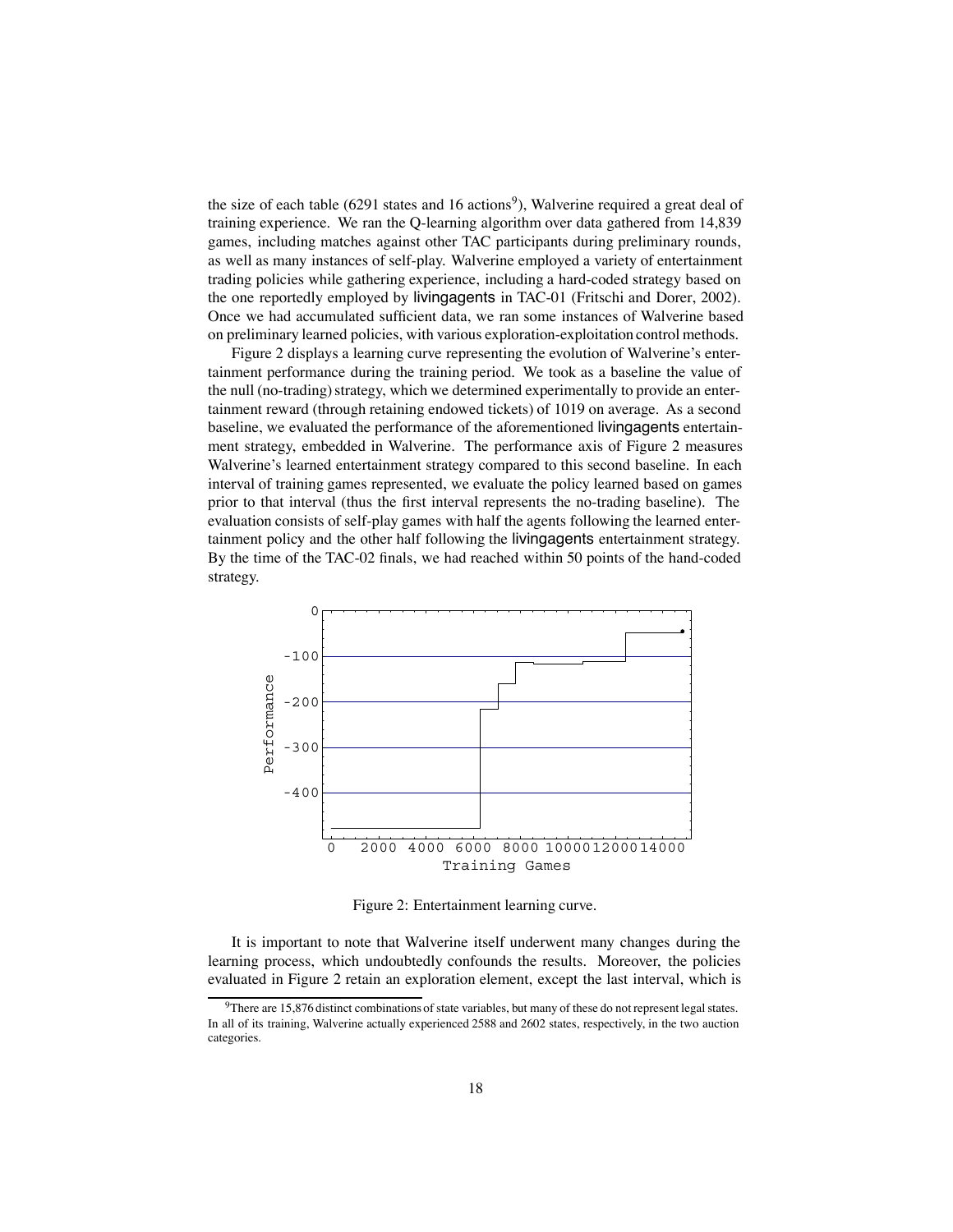the size of each table (6291 states and 16 actions[9]), Walverine required a great deal of training experience. We ran the Q-learning algorithm over data gathered from 14,839 games, including matches against other TAC participants during preliminary rounds, as well as many instances of self-play. Walverine employed a variety of entertainment trading policies while gathering experience, including a hard-coded strategy based on the one reportedly employed by livingagents in TAC-01 (Fritschi and Dorer, 2002). Once we had accumulated sufficient data, we ran some instances of Walverine based on preliminary learned policies, with various exploration-exploitation control methods.

Figure 2 displays a learning curve representing the evolution of Walverine's entertainment performance during the training period. We took as a baseline the value of the null (no-trading) strategy, which we determined experimentally to provide an entertainment reward (through retaining endowed tickets) of 1019 on average. As a second baseline, we evaluated the performance of the aforementioned livingagents entertainment strategy, embedded in Walverine. The performance axis of Figure 2 measures Walverine's learned entertainment strategy compared to this second baseline. In each interval of training games represented, we evaluate the policy learned based on games prior to that interval (thus the first interval represents the no-trading baseline). The evaluation consists of self-play games with half the agents following the learned entertainment policy and the other half following the livingagents entertainment strategy. By the time of the TAC-02 finals, we had reached within 50 points of the hand-coded strategy.

Figure 2: Entertainment learning curve.

It is important to note that Walverine itself underwent many changes during the learning process, which undoubtedly confounds the results. Moreover, the policies evaluated in Figure 2 retain an exploration element, except the last interval, which is

[9] There are 15,876 distinct combinations of state variables, but many of these do not represent legal states. In all of its training, Walverine actually experienced 2588 and 2602 states, respectively, in the two auction categories.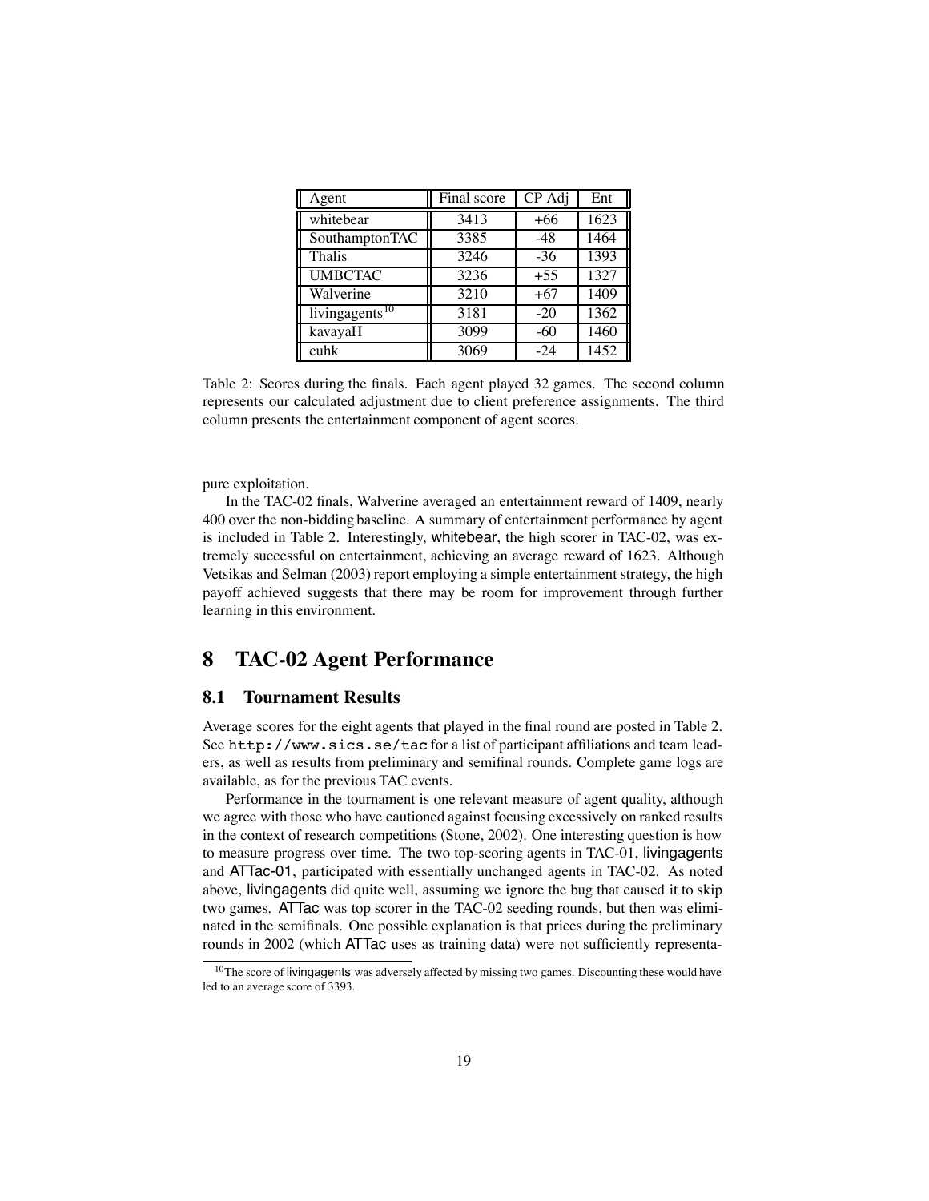| Agent | Final score | CP Adj | Ent |
|---|---|---|---|
| whitebear | 3413 | +66 | 1623 |
| SouthamptonTAC | 3385 | -48 | 1464 |
| Thalis | 3246 | -36 | 1393 |
| UMBCTAC | 3236 | +55 | 1327 |
| Walverine | 3210 | +67 | 1409 |
| livingagents[10] | 3181 | -20 | 1362 |
| kavayaH | 3099 | -60 | 1460 |
| cuhk | 3069 | -24 | 1452 |

Table 2: Scores during the finals. Each agent played 32 games. The second column represents our calculated adjustment due to client preference assignments. The third column presents the entertainment component of agent scores.

pure exploitation.

In the TAC-02 finals, Walverine averaged an entertainment reward of 1409, nearly 400 over the non-bidding baseline. A summary of entertainment performance by agent is included in Table 2. Interestingly, whitebear, the high scorer in TAC-02, was extremely successful on entertainment, achieving an average reward of 1623. Although Vetsikas and Selman (2003) report employing a simple entertainment strategy, the high payoff achieved suggests that there may be room for improvement through further learning in this environment.

# 8 TAC-02 Agent Performance

## 8.1 Tournament Results

Average scores for the eight agents that played in the final round are posted in Table 2. See `http://www.sics.se/tac` for a list of participant affiliations and team leaders, as well as results from preliminary and semifinal rounds. Complete game logs are available, as for the previous TAC events.

Performance in the tournament is one relevant measure of agent quality, although we agree with those who have cautioned against focusing excessively on ranked results in the context of research competitions (Stone, 2002). One interesting question is how to measure progress over time. The two top-scoring agents in TAC-01, livingagents and ATTac-01, participated with essentially unchanged agents in TAC-02. As noted above, livingagents did quite well, assuming we ignore the bug that caused it to skip two games. ATTac was top scorer in the TAC-02 seeding rounds, but then was eliminated in the semifinals. One possible explanation is that prices during the preliminary rounds in 2002 (which ATTac uses as training data) were not sufficiently representa-

[10] The score of livingagents was adversely affected by missing two games. Discounting these would have led to an average score of 3393.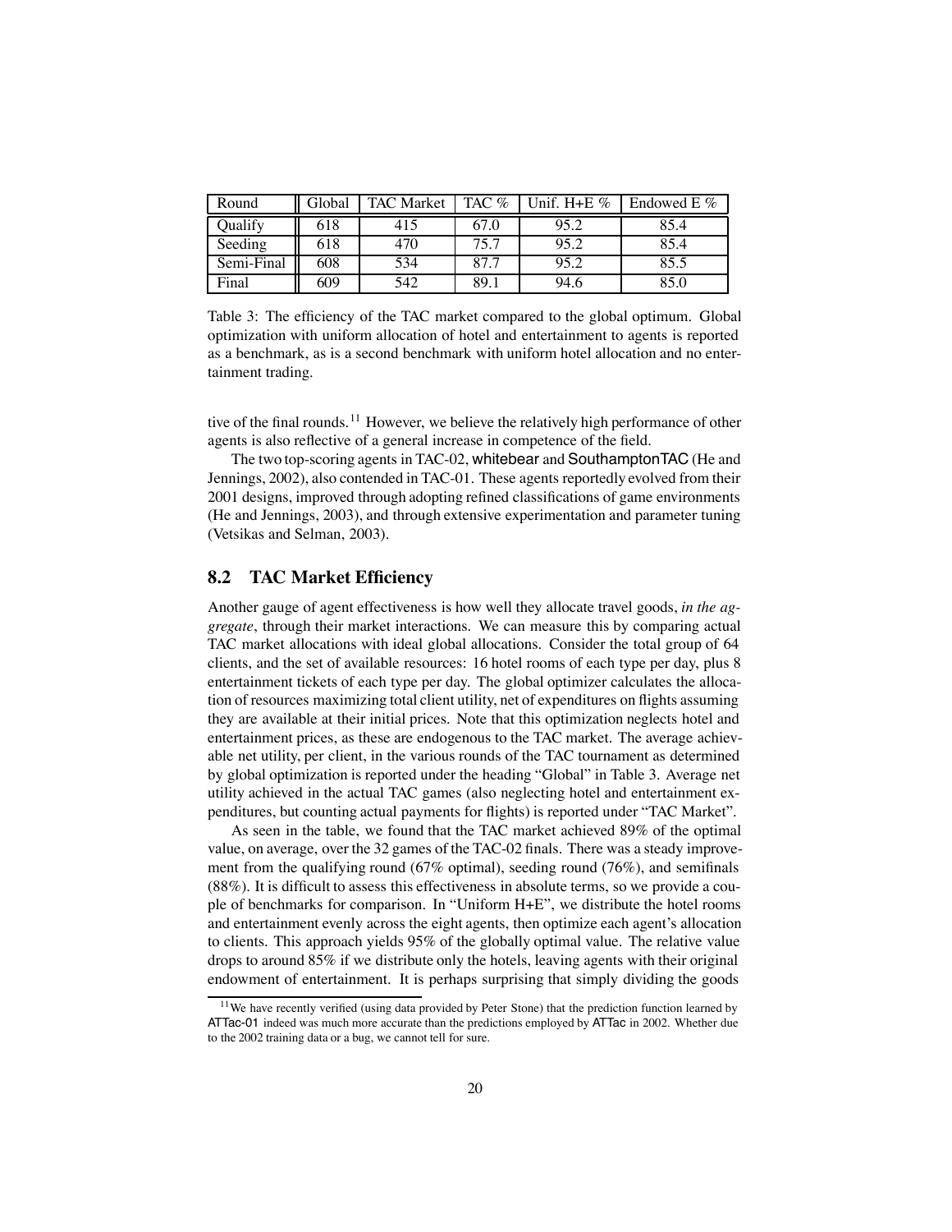| Round | Global | TAC Market | TAC % | Unif. H+E % | Endowed E % |
|---|---|---|---|---|---|
| Qualify | 618 | 415 | 67.0 | 95.2 | 85.4 |
| Seeding | 618 | 470 | 75.7 | 95.2 | 85.4 |
| Semi-Final | 608 | 534 | 87.7 | 95.2 | 85.5 |
| Final | 609 | 542 | 89.1 | 94.6 | 85.0 |

Table 3: The efficiency of the TAC market compared to the global optimum. Global optimization with uniform allocation of hotel and entertainment to agents is reported as a benchmark, as is a second benchmark with uniform hotel allocation and no entertainment trading.

tive of the final rounds.[11] However, we believe the relatively high performance of other agents is also reflective of a general increase in competence of the field.

The two top-scoring agents in TAC-02, whitebear and SouthamptonTAC (He and Jennings, 2002), also contended in TAC-01. These agents reportedly evolved from their 2001 designs, improved through adopting refined classifications of game environments (He and Jennings, 2003), and through extensive experimentation and parameter tuning (Vetsikas and Selman, 2003).

## 8.2 TAC Market Efficiency

Another gauge of agent effectiveness is how well they allocate travel goods, *in the aggregate*, through their market interactions. We can measure this by comparing actual TAC market allocations with ideal global allocations. Consider the total group of 64 clients, and the set of available resources: 16 hotel rooms of each type per day, plus 8 entertainment tickets of each type per day. The global optimizer calculates the allocation of resources maximizing total client utility, net of expenditures on flights assuming they are available at their initial prices. Note that this optimization neglects hotel and entertainment prices, as these are endogenous to the TAC market. The average achievable net utility, per client, in the various rounds of the TAC tournament as determined by global optimization is reported under the heading "Global" in Table 3. Average net utility achieved in the actual TAC games (also neglecting hotel and entertainment expenditures, but counting actual payments for flights) is reported under "TAC Market".

As seen in the table, we found that the TAC market achieved 89% of the optimal value, on average, over the 32 games of the TAC-02 finals. There was a steady improvement from the qualifying round (67% optimal), seeding round (76%), and semifinals (88%). It is difficult to assess this effectiveness in absolute terms, so we provide a couple of benchmarks for comparison. In "Uniform H+E", we distribute the hotel rooms and entertainment evenly across the eight agents, then optimize each agent's allocation to clients. This approach yields 95% of the globally optimal value. The relative value drops to around 85% if we distribute only the hotels, leaving agents with their original endowment of entertainment. It is perhaps surprising that simply dividing the goods

[11] We have recently verified (using data provided by Peter Stone) that the prediction function learned by ATTac-01 indeed was much more accurate than the predictions employed by ATTac in 2002. Whether due to the 2002 training data or a bug, we cannot tell for sure.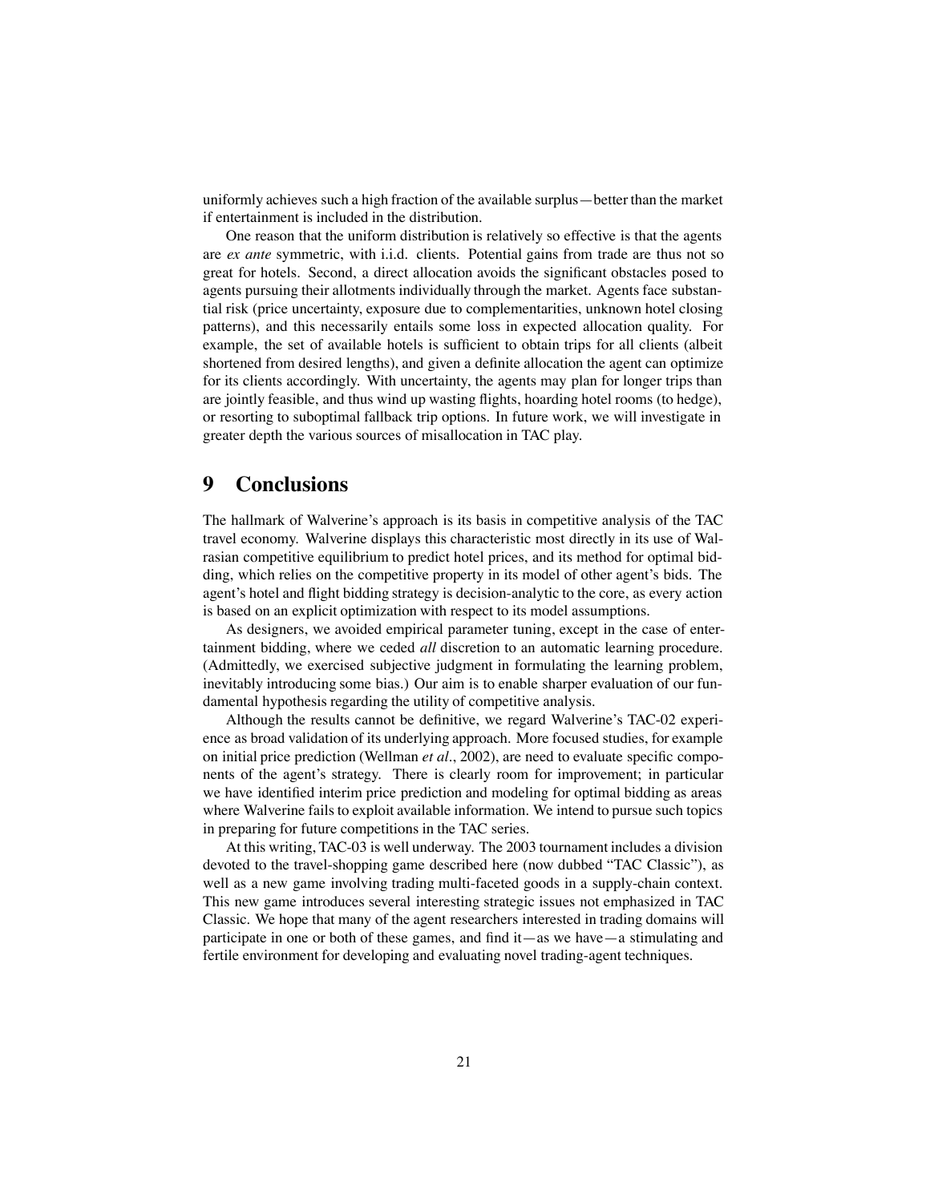uniformly achieves such a high fraction of the available surplus—better than the market if entertainment is included in the distribution.

One reason that the uniform distribution is relatively so effective is that the agents are *ex ante* symmetric, with i.i.d. clients. Potential gains from trade are thus not so great for hotels. Second, a direct allocation avoids the significant obstacles posed to agents pursuing their allotments individually through the market. Agents face substantial risk (price uncertainty, exposure due to complementarities, unknown hotel closing patterns), and this necessarily entails some loss in expected allocation quality. For example, the set of available hotels is sufficient to obtain trips for all clients (albeit shortened from desired lengths), and given a definite allocation the agent can optimize for its clients accordingly. With uncertainty, the agents may plan for longer trips than are jointly feasible, and thus wind up wasting flights, hoarding hotel rooms (to hedge), or resorting to suboptimal fallback trip options. In future work, we will investigate in greater depth the various sources of misallocation in TAC play.

# 9 Conclusions

The hallmark of Walverine's approach is its basis in competitive analysis of the TAC travel economy. Walverine displays this characteristic most directly in its use of Walrasian competitive equilibrium to predict hotel prices, and its method for optimal bidding, which relies on the competitive property in its model of other agent's bids. The agent's hotel and flight bidding strategy is decision-analytic to the core, as every action is based on an explicit optimization with respect to its model assumptions.

As designers, we avoided empirical parameter tuning, except in the case of entertainment bidding, where we ceded *all* discretion to an automatic learning procedure. (Admittedly, we exercised subjective judgment in formulating the learning problem, inevitably introducing some bias.) Our aim is to enable sharper evaluation of our fundamental hypothesis regarding the utility of competitive analysis.

Although the results cannot be definitive, we regard Walverine's TAC-02 experience as broad validation of its underlying approach. More focused studies, for example on initial price prediction (Wellman *et al*., 2002), are need to evaluate specific components of the agent's strategy. There is clearly room for improvement; in particular we have identified interim price prediction and modeling for optimal bidding as areas where Walverine fails to exploit available information. We intend to pursue such topics in preparing for future competitions in the TAC series.

At this writing, TAC-03 is well underway. The 2003 tournament includes a division devoted to the travel-shopping game described here (now dubbed "TAC Classic"), as well as a new game involving trading multi-faceted goods in a supply-chain context. This new game introduces several interesting strategic issues not emphasized in TAC Classic. We hope that many of the agent researchers interested in trading domains will participate in one or both of these games, and find it—as we have—a stimulating and fertile environment for developing and evaluating novel trading-agent techniques.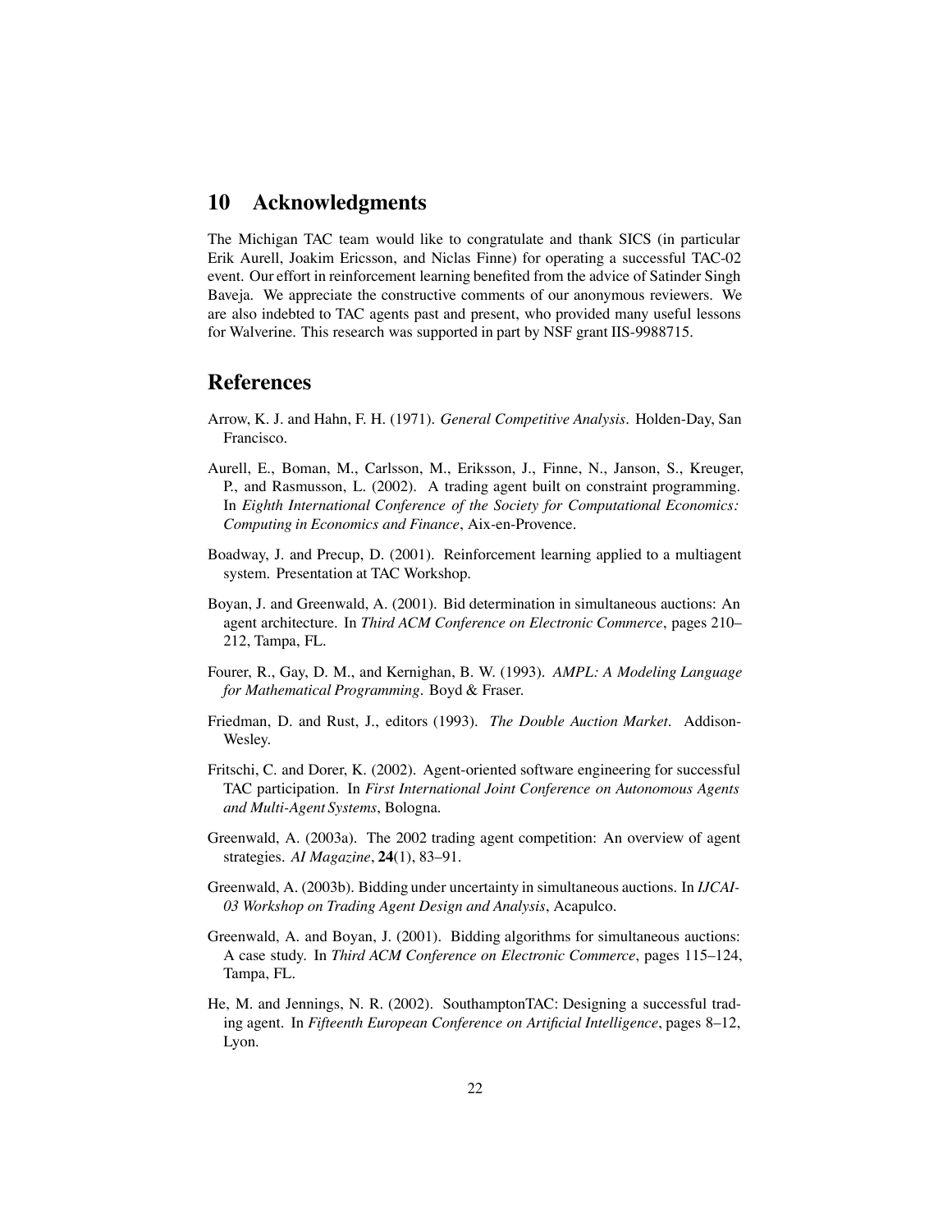## 10 Acknowledgments

The Michigan TAC team would like to congratulate and thank SICS (in particular Erik Aurell, Joakim Ericsson, and Niclas Finne) for operating a successful TAC-02 event. Our effort in reinforcement learning benefited from the advice of Satinder Singh Baveja. We appreciate the constructive comments of our anonymous reviewers. We are also indebted to TAC agents past and present, who provided many useful lessons for Walverine. This research was supported in part by NSF grant IIS-9988715.

## References

Arrow, K. J. and Hahn, F. H. (1971). *General Competitive Analysis*. Holden-Day, San Francisco.

Aurell, E., Boman, M., Carlsson, M., Eriksson, J., Finne, N., Janson, S., Kreuger, P., and Rasmusson, L. (2002). A trading agent built on constraint programming. In *Eighth International Conference of the Society for Computational Economics: Computing in Economics and Finance*, Aix-en-Provence.

Boadway, J. and Precup, D. (2001). Reinforcement learning applied to a multiagent system. Presentation at TAC Workshop.

Boyan, J. and Greenwald, A. (2001). Bid determination in simultaneous auctions: An agent architecture. In *Third ACM Conference on Electronic Commerce*, pages 210–212, Tampa, FL.

Fourer, R., Gay, D. M., and Kernighan, B. W. (1993). *AMPL: A Modeling Language for Mathematical Programming*. Boyd & Fraser.

Friedman, D. and Rust, J., editors (1993). *The Double Auction Market*. Addison-Wesley.

Fritschi, C. and Dorer, K. (2002). Agent-oriented software engineering for successful TAC participation. In *First International Joint Conference on Autonomous Agents and Multi-Agent Systems*, Bologna.

Greenwald, A. (2003a). The 2002 trading agent competition: An overview of agent strategies. *AI Magazine*, **24**(1), 83–91.

Greenwald, A. (2003b). Bidding under uncertainty in simultaneous auctions. In *IJCAI-03 Workshop on Trading Agent Design and Analysis*, Acapulco.

Greenwald, A. and Boyan, J. (2001). Bidding algorithms for simultaneous auctions: A case study. In *Third ACM Conference on Electronic Commerce*, pages 115–124, Tampa, FL.

He, M. and Jennings, N. R. (2002). SouthamptonTAC: Designing a successful trading agent. In *Fifteenth European Conference on Artificial Intelligence*, pages 8–12, Lyon.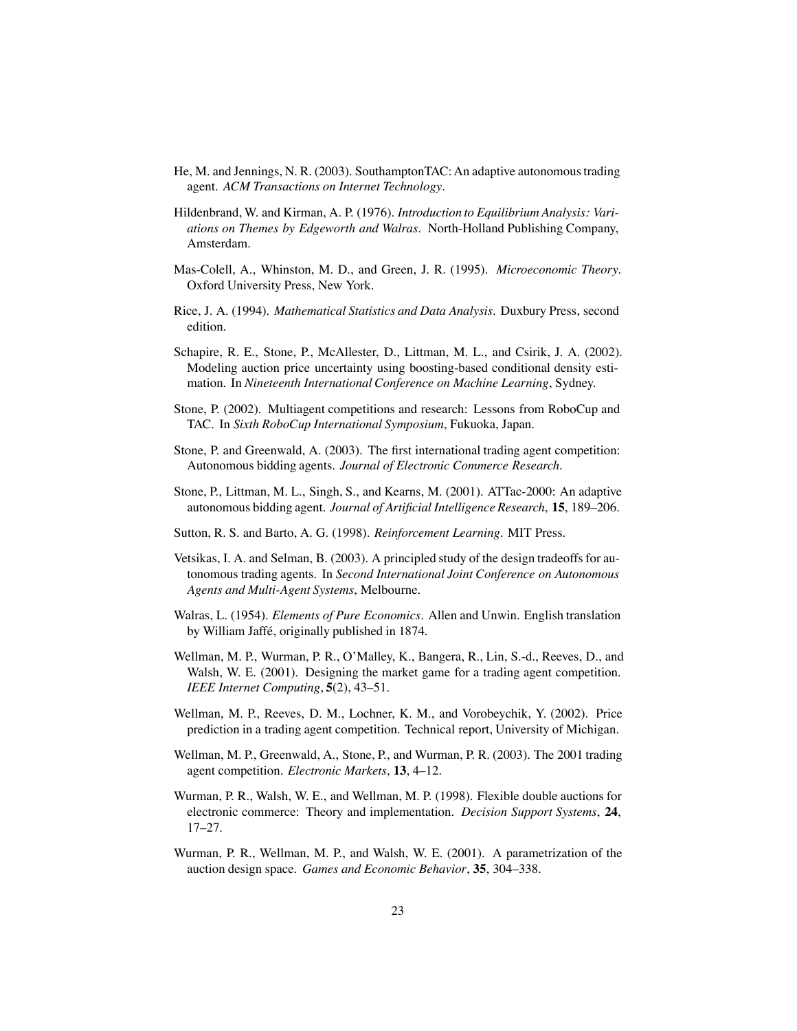He, M. and Jennings, N. R. (2003). SouthamptonTAC: An adaptive autonomous trading agent. *ACM Transactions on Internet Technology*.

Hildenbrand, W. and Kirman, A. P. (1976). *Introduction to Equilibrium Analysis: Variations on Themes by Edgeworth and Walras*. North-Holland Publishing Company, Amsterdam.

Mas-Colell, A., Whinston, M. D., and Green, J. R. (1995). *Microeconomic Theory*. Oxford University Press, New York.

Rice, J. A. (1994). *Mathematical Statistics and Data Analysis*. Duxbury Press, second edition.

Schapire, R. E., Stone, P., McAllester, D., Littman, M. L., and Csirik, J. A. (2002). Modeling auction price uncertainty using boosting-based conditional density estimation. In *Nineteenth International Conference on Machine Learning*, Sydney.

Stone, P. (2002). Multiagent competitions and research: Lessons from RoboCup and TAC. In *Sixth RoboCup International Symposium*, Fukuoka, Japan.

Stone, P. and Greenwald, A. (2003). The first international trading agent competition: Autonomous bidding agents. *Journal of Electronic Commerce Research*.

Stone, P., Littman, M. L., Singh, S., and Kearns, M. (2001). ATTac-2000: An adaptive autonomous bidding agent. *Journal of Artificial Intelligence Research*, **15**, 189–206.

Sutton, R. S. and Barto, A. G. (1998). *Reinforcement Learning*. MIT Press.

Vetsikas, I. A. and Selman, B. (2003). A principled study of the design tradeoffs for autonomous trading agents. In *Second International Joint Conference on Autonomous Agents and Multi-Agent Systems*, Melbourne.

Walras, L. (1954). *Elements of Pure Economics*. Allen and Unwin. English translation by William Jaffé, originally published in 1874.

Wellman, M. P., Wurman, P. R., O'Malley, K., Bangera, R., Lin, S.-d., Reeves, D., and Walsh, W. E. (2001). Designing the market game for a trading agent competition. *IEEE Internet Computing*, **5**(2), 43–51.

Wellman, M. P., Reeves, D. M., Lochner, K. M., and Vorobeychik, Y. (2002). Price prediction in a trading agent competition. Technical report, University of Michigan.

Wellman, M. P., Greenwald, A., Stone, P., and Wurman, P. R. (2003). The 2001 trading agent competition. *Electronic Markets*, **13**, 4–12.

Wurman, P. R., Walsh, W. E., and Wellman, M. P. (1998). Flexible double auctions for electronic commerce: Theory and implementation. *Decision Support Systems*, **24**, 17–27.

Wurman, P. R., Wellman, M. P., and Walsh, W. E. (2001). A parametrization of the auction design space. *Games and Economic Behavior*, **35**, 304–338.